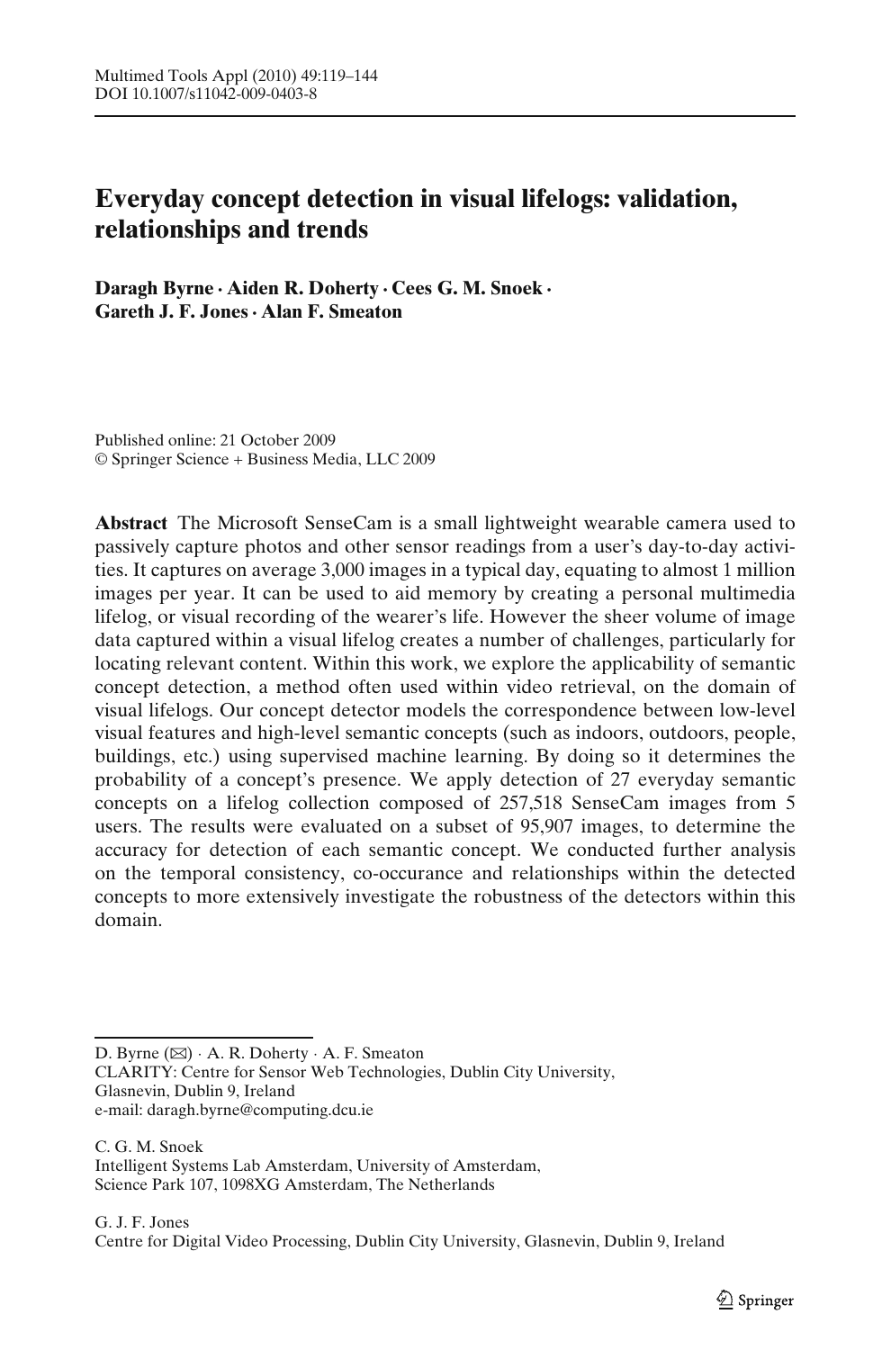# Everyday concept detection in visual lifelogs: validation, relationships and trends

**Daragh Byrne · Aiden R. Doherty · Cees G. M. Snoek · Gareth J. F. Jones · Alan F. Smeaton**

Published online: 21 October 2009
© Springer Science + Business Media, LLC 2009

**Abstract** The Microsoft SenseCam is a small lightweight wearable camera used to passively capture photos and other sensor readings from a user's day-to-day activities. It captures on average 3,000 images in a typical day, equating to almost 1 million images per year. It can be used to aid memory by creating a personal multimedia lifelog, or visual recording of the wearer's life. However the sheer volume of image data captured within a visual lifelog creates a number of challenges, particularly for locating relevant content. Within this work, we explore the applicability of semantic concept detection, a method often used within video retrieval, on the domain of visual lifelogs. Our concept detector models the correspondence between low-level visual features and high-level semantic concepts (such as indoors, outdoors, people, buildings, etc.) using supervised machine learning. By doing so it determines the probability of a concept's presence. We apply detection of 27 everyday semantic concepts on a lifelog collection composed of 257,518 SenseCam images from 5 users. The results were evaluated on a subset of 95,907 images, to determine the accuracy for detection of each semantic concept. We conducted further analysis on the temporal consistency, co-occurance and relationships within the detected concepts to more extensively investigate the robustness of the detectors within this domain.

---

D. Byrne (✉) · A. R. Doherty · A. F. Smeaton
CLARITY: Centre for Sensor Web Technologies, Dublin City University,
Glasnevin, Dublin 9, Ireland
e-mail: daragh.byrne@computing.dcu.ie

C. G. M. Snoek
Intelligent Systems Lab Amsterdam, University of Amsterdam,
Science Park 107, 1098XG Amsterdam, The Netherlands

G. J. F. Jones
Centre for Digital Video Processing, Dublin City University, Glasnevin, Dublin 9, Ireland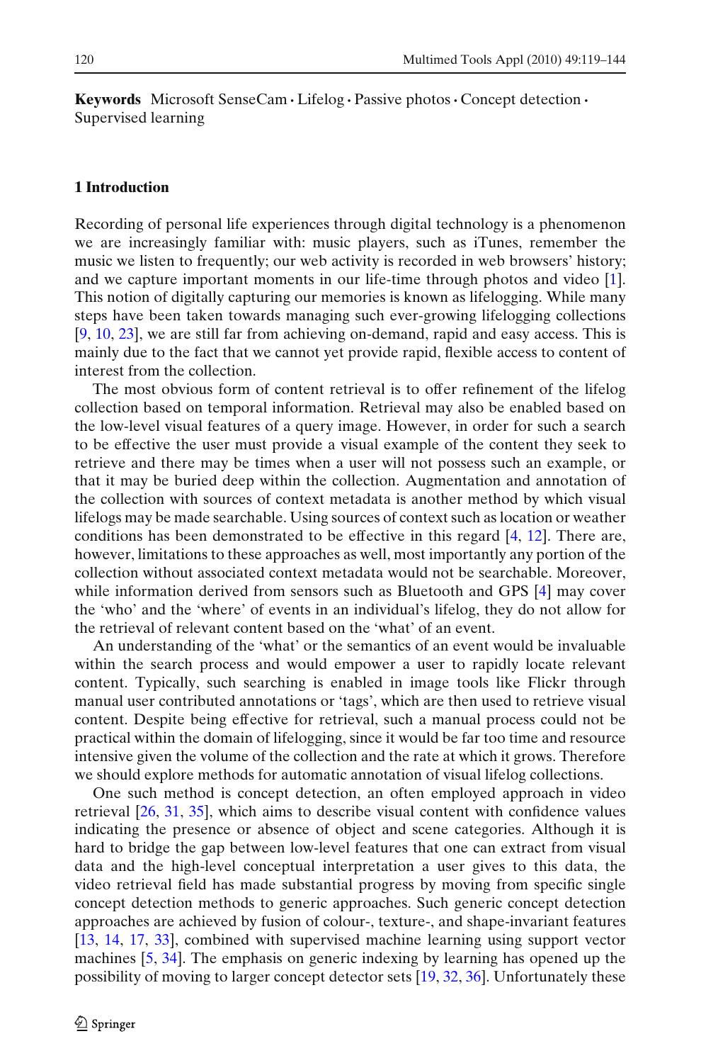**Keywords** Microsoft SenseCam · Lifelog · Passive photos · Concept detection · Supervised learning

## 1 Introduction

Recording of personal life experiences through digital technology is a phenomenon we are increasingly familiar with: music players, such as iTunes, remember the music we listen to frequently; our web activity is recorded in web browsers' history; and we capture important moments in our life-time through photos and video [1]. This notion of digitally capturing our memories is known as lifelogging. While many steps have been taken towards managing such ever-growing lifelogging collections [9, 10, 23], we are still far from achieving on-demand, rapid and easy access. This is mainly due to the fact that we cannot yet provide rapid, flexible access to content of interest from the collection.

The most obvious form of content retrieval is to offer refinement of the lifelog collection based on temporal information. Retrieval may also be enabled based on the low-level visual features of a query image. However, in order for such a search to be effective the user must provide a visual example of the content they seek to retrieve and there may be times when a user will not possess such an example, or that it may be buried deep within the collection. Augmentation and annotation of the collection with sources of context metadata is another method by which visual lifelogs may be made searchable. Using sources of context such as location or weather conditions has been demonstrated to be effective in this regard [4, 12]. There are, however, limitations to these approaches as well, most importantly any portion of the collection without associated context metadata would not be searchable. Moreover, while information derived from sensors such as Bluetooth and GPS [4] may cover the 'who' and the 'where' of events in an individual's lifelog, they do not allow for the retrieval of relevant content based on the 'what' of an event.

An understanding of the 'what' or the semantics of an event would be invaluable within the search process and would empower a user to rapidly locate relevant content. Typically, such searching is enabled in image tools like Flickr through manual user contributed annotations or 'tags', which are then used to retrieve visual content. Despite being effective for retrieval, such a manual process could not be practical within the domain of lifelogging, since it would be far too time and resource intensive given the volume of the collection and the rate at which it grows. Therefore we should explore methods for automatic annotation of visual lifelog collections.

One such method is concept detection, an often employed approach in video retrieval [26, 31, 35], which aims to describe visual content with confidence values indicating the presence or absence of object and scene categories. Although it is hard to bridge the gap between low-level features that one can extract from visual data and the high-level conceptual interpretation a user gives to this data, the video retrieval field has made substantial progress by moving from specific single concept detection methods to generic approaches. Such generic concept detection approaches are achieved by fusion of colour-, texture-, and shape-invariant features [13, 14, 17, 33], combined with supervised machine learning using support vector machines [5, 34]. The emphasis on generic indexing by learning has opened up the possibility of moving to larger concept detector sets [19, 32, 36]. Unfortunately these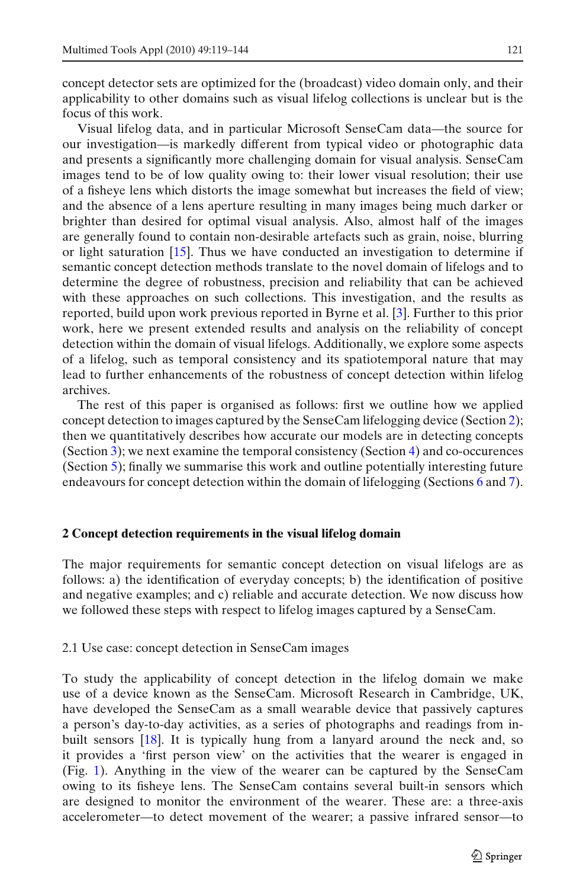concept detector sets are optimized for the (broadcast) video domain only, and their applicability to other domains such as visual lifelog collections is unclear but is the focus of this work.

Visual lifelog data, and in particular Microsoft SenseCam data—the source for our investigation—is markedly different from typical video or photographic data and presents a significantly more challenging domain for visual analysis. SenseCam images tend to be of low quality owing to: their lower visual resolution; their use of a fisheye lens which distorts the image somewhat but increases the field of view; and the absence of a lens aperture resulting in many images being much darker or brighter than desired for optimal visual analysis. Also, almost half of the images are generally found to contain non-desirable artefacts such as grain, noise, blurring or light saturation [15]. Thus we have conducted an investigation to determine if semantic concept detection methods translate to the novel domain of lifelogs and to determine the degree of robustness, precision and reliability that can be achieved with these approaches on such collections. This investigation, and the results as reported, build upon work previous reported in Byrne et al. [3]. Further to this prior work, here we present extended results and analysis on the reliability of concept detection within the domain of visual lifelogs. Additionally, we explore some aspects of a lifelog, such as temporal consistency and its spatiotemporal nature that may lead to further enhancements of the robustness of concept detection within lifelog archives.

The rest of this paper is organised as follows: first we outline how we applied concept detection to images captured by the SenseCam lifelogging device (Section 2); then we quantitatively describes how accurate our models are in detecting concepts (Section 3); we next examine the temporal consistency (Section 4) and co-occurences (Section 5); finally we summarise this work and outline potentially interesting future endeavours for concept detection within the domain of lifelogging (Sections 6 and 7).

## 2 Concept detection requirements in the visual lifelog domain

The major requirements for semantic concept detection on visual lifelogs are as follows: a) the identification of everyday concepts; b) the identification of positive and negative examples; and c) reliable and accurate detection. We now discuss how we followed these steps with respect to lifelog images captured by a SenseCam.

### 2.1 Use case: concept detection in SenseCam images

To study the applicability of concept detection in the lifelog domain we make use of a device known as the SenseCam. Microsoft Research in Cambridge, UK, have developed the SenseCam as a small wearable device that passively captures a person's day-to-day activities, as a series of photographs and readings from in-built sensors [18]. It is typically hung from a lanyard around the neck and, so it provides a 'first person view' on the activities that the wearer is engaged in (Fig. 1). Anything in the view of the wearer can be captured by the SenseCam owing to its fisheye lens. The SenseCam contains several built-in sensors which are designed to monitor the environment of the wearer. These are: a three-axis accelerometer—to detect movement of the wearer; a passive infrared sensor—to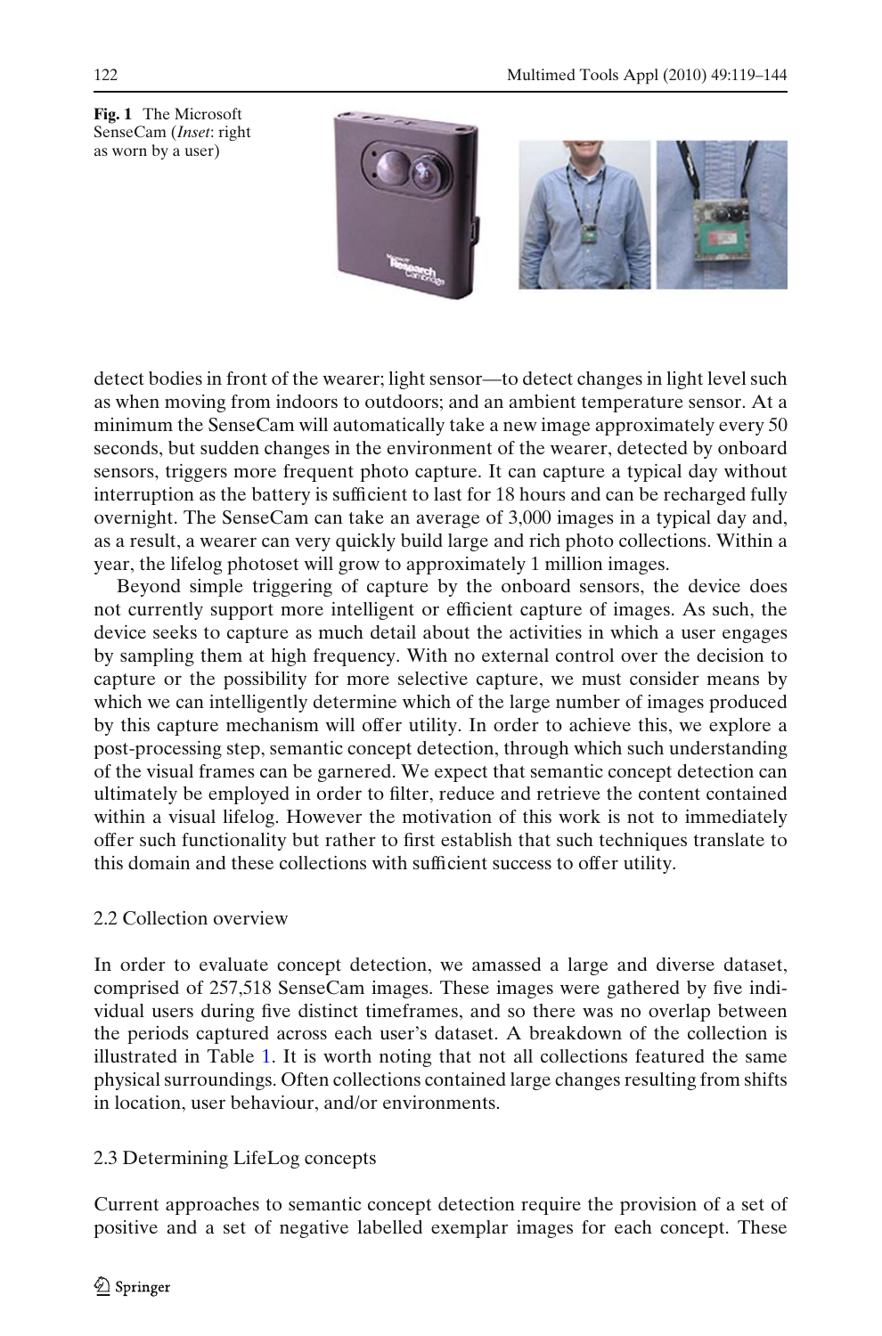**Fig. 1** The Microsoft SenseCam (*Inset*: right as worn by a user)

detect bodies in front of the wearer; light sensor—to detect changes in light level such as when moving from indoors to outdoors; and an ambient temperature sensor. At a minimum the SenseCam will automatically take a new image approximately every 50 seconds, but sudden changes in the environment of the wearer, detected by onboard sensors, triggers more frequent photo capture. It can capture a typical day without interruption as the battery is sufficient to last for 18 hours and can be recharged fully overnight. The SenseCam can take an average of 3,000 images in a typical day and, as a result, a wearer can very quickly build large and rich photo collections. Within a year, the lifelog photoset will grow to approximately 1 million images.

Beyond simple triggering of capture by the onboard sensors, the device does not currently support more intelligent or efficient capture of images. As such, the device seeks to capture as much detail about the activities in which a user engages by sampling them at high frequency. With no external control over the decision to capture or the possibility for more selective capture, we must consider means by which we can intelligently determine which of the large number of images produced by this capture mechanism will offer utility. In order to achieve this, we explore a post-processing step, semantic concept detection, through which such understanding of the visual frames can be garnered. We expect that semantic concept detection can ultimately be employed in order to filter, reduce and retrieve the content contained within a visual lifelog. However the motivation of this work is not to immediately offer such functionality but rather to first establish that such techniques translate to this domain and these collections with sufficient success to offer utility.

### 2.2 Collection overview

In order to evaluate concept detection, we amassed a large and diverse dataset, comprised of 257,518 SenseCam images. These images were gathered by five individual users during five distinct timeframes, and so there was no overlap between the periods captured across each user's dataset. A breakdown of the collection is illustrated in Table 1. It is worth noting that not all collections featured the same physical surroundings. Often collections contained large changes resulting from shifts in location, user behaviour, and/or environments.

### 2.3 Determining LifeLog concepts

Current approaches to semantic concept detection require the provision of a set of positive and a set of negative labelled exemplar images for each concept. These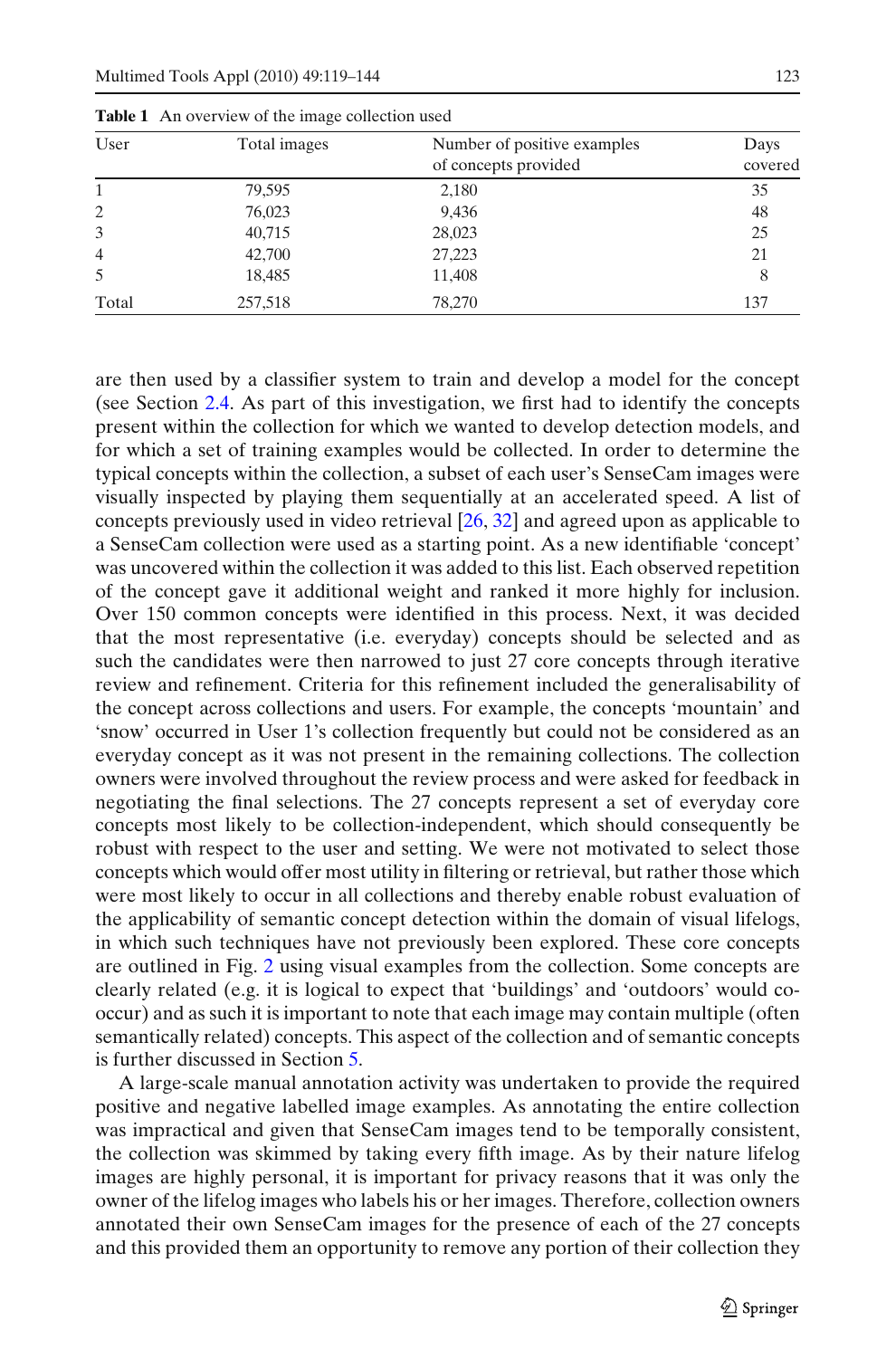**Table 1** An overview of the image collection used

| User | Total images | Number of positive examples of concepts provided | Days covered |
|---|---|---|---|
| 1 | 79,595 | 2,180 | 35 |
| 2 | 76,023 | 9,436 | 48 |
| 3 | 40,715 | 28,023 | 25 |
| 4 | 42,700 | 27,223 | 21 |
| 5 | 18,485 | 11,408 | 8 |
| Total | 257,518 | 78,270 | 137 |

are then used by a classifier system to train and develop a model for the concept (see Section 2.4. As part of this investigation, we first had to identify the concepts present within the collection for which we wanted to develop detection models, and for which a set of training examples would be collected. In order to determine the typical concepts within the collection, a subset of each user's SenseCam images were visually inspected by playing them sequentially at an accelerated speed. A list of concepts previously used in video retrieval [26, 32] and agreed upon as applicable to a SenseCam collection were used as a starting point. As a new identifiable 'concept' was uncovered within the collection it was added to this list. Each observed repetition of the concept gave it additional weight and ranked it more highly for inclusion. Over 150 common concepts were identified in this process. Next, it was decided that the most representative (i.e. everyday) concepts should be selected and as such the candidates were then narrowed to just 27 core concepts through iterative review and refinement. Criteria for this refinement included the generalisability of the concept across collections and users. For example, the concepts 'mountain' and 'snow' occurred in User 1's collection frequently but could not be considered as an everyday concept as it was not present in the remaining collections. The collection owners were involved throughout the review process and were asked for feedback in negotiating the final selections. The 27 concepts represent a set of everyday core concepts most likely to be collection-independent, which should consequently be robust with respect to the user and setting. We were not motivated to select those concepts which would offer most utility in filtering or retrieval, but rather those which were most likely to occur in all collections and thereby enable robust evaluation of the applicability of semantic concept detection within the domain of visual lifelogs, in which such techniques have not previously been explored. These core concepts are outlined in Fig. 2 using visual examples from the collection. Some concepts are clearly related (e.g. it is logical to expect that 'buildings' and 'outdoors' would co-occur) and as such it is important to note that each image may contain multiple (often semantically related) concepts. This aspect of the collection and of semantic concepts is further discussed in Section 5.

A large-scale manual annotation activity was undertaken to provide the required positive and negative labelled image examples. As annotating the entire collection was impractical and given that SenseCam images tend to be temporally consistent, the collection was skimmed by taking every fifth image. As by their nature lifelog images are highly personal, it is important for privacy reasons that it was only the owner of the lifelog images who labels his or her images. Therefore, collection owners annotated their own SenseCam images for the presence of each of the 27 concepts and this provided them an opportunity to remove any portion of their collection they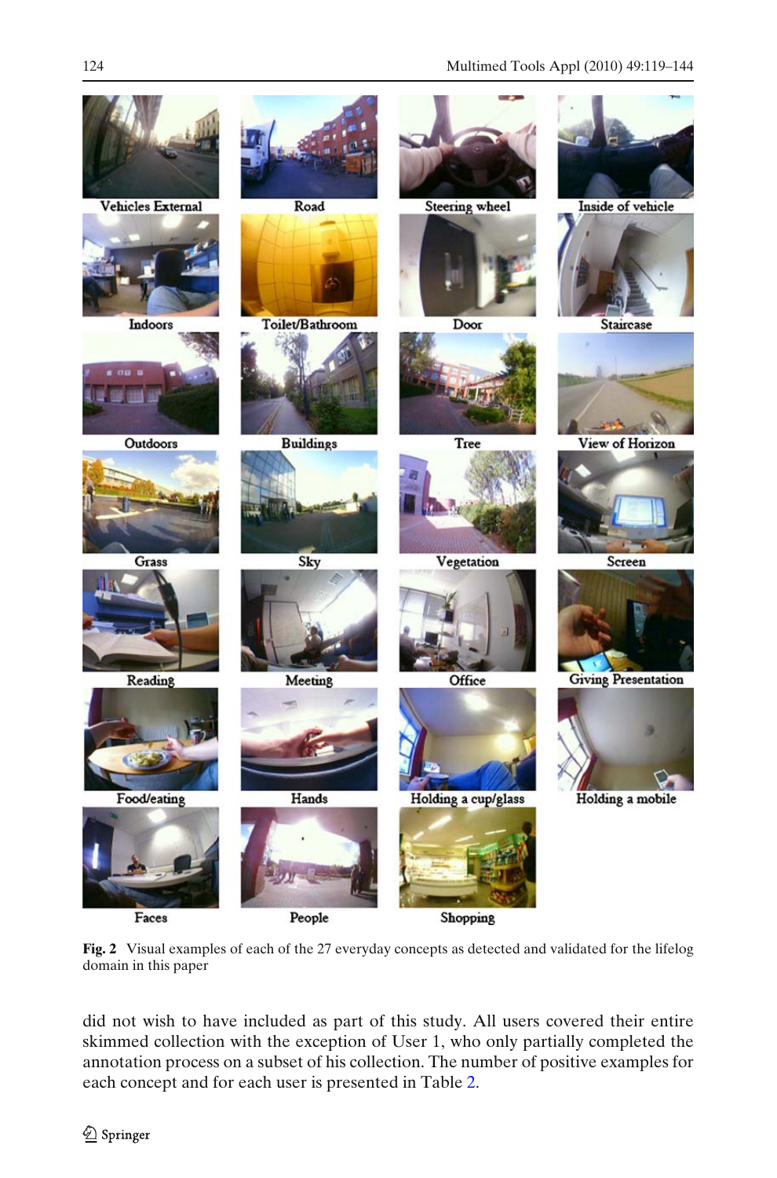**Fig. 2** Visual examples of each of the 27 everyday concepts as detected and validated for the lifelog domain in this paper

did not wish to have included as part of this study. All users covered their entire skimmed collection with the exception of User 1, who only partially completed the annotation process on a subset of his collection. The number of positive examples for each concept and for each user is presented in Table 2.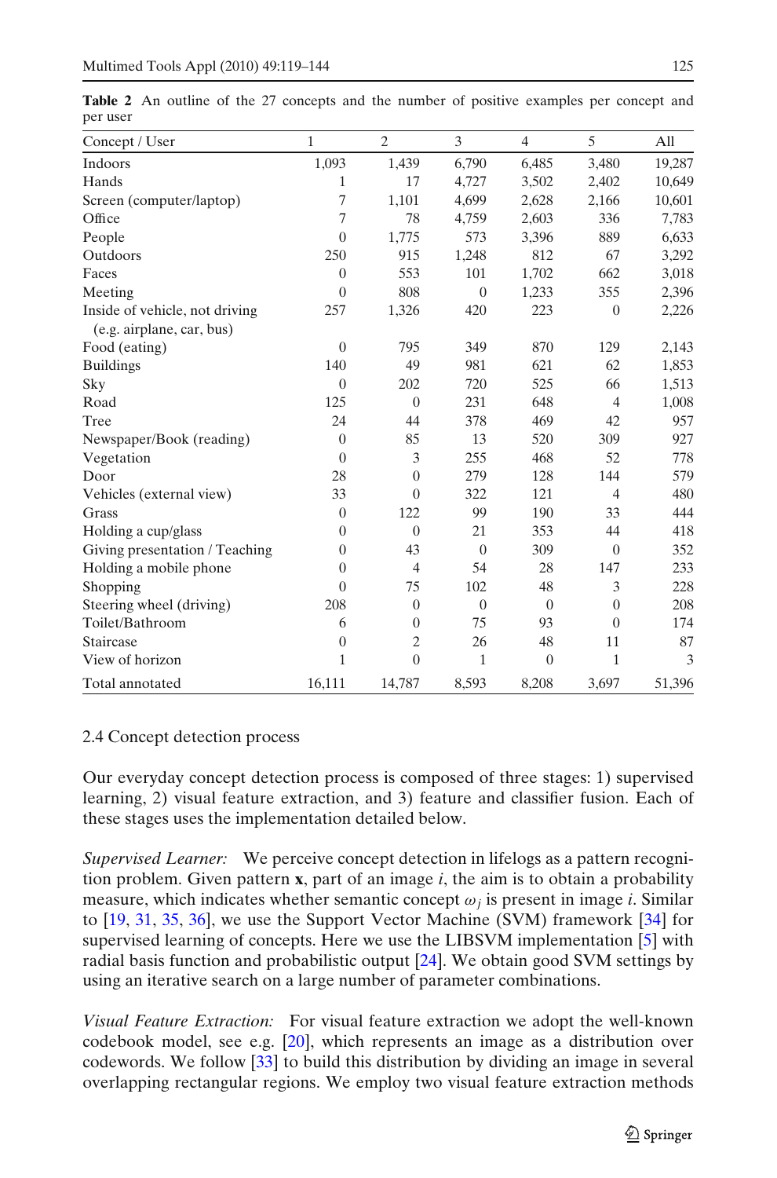**Table 2** An outline of the 27 concepts and the number of positive examples per concept and per user

| Concept / User | 1 | 2 | 3 | 4 | 5 | All |
|---|---|---|---|---|---|---|
| Indoors | 1,093 | 1,439 | 6,790 | 6,485 | 3,480 | 19,287 |
| Hands | 1 | 17 | 4,727 | 3,502 | 2,402 | 10,649 |
| Screen (computer/laptop) | 7 | 1,101 | 4,699 | 2,628 | 2,166 | 10,601 |
| Office | 7 | 78 | 4,759 | 2,603 | 336 | 7,783 |
| People | 0 | 1,775 | 573 | 3,396 | 889 | 6,633 |
| Outdoors | 250 | 915 | 1,248 | 812 | 67 | 3,292 |
| Faces | 0 | 553 | 101 | 1,702 | 662 | 3,018 |
| Meeting | 0 | 808 | 0 | 1,233 | 355 | 2,396 |
| Inside of vehicle, not driving (e.g. airplane, car, bus) | 257 | 1,326 | 420 | 223 | 0 | 2,226 |
| Food (eating) | 0 | 795 | 349 | 870 | 129 | 2,143 |
| Buildings | 140 | 49 | 981 | 621 | 62 | 1,853 |
| Sky | 0 | 202 | 720 | 525 | 66 | 1,513 |
| Road | 125 | 0 | 231 | 648 | 4 | 1,008 |
| Tree | 24 | 44 | 378 | 469 | 42 | 957 |
| Newspaper/Book (reading) | 0 | 85 | 13 | 520 | 309 | 927 |
| Vegetation | 0 | 3 | 255 | 468 | 52 | 778 |
| Door | 28 | 0 | 279 | 128 | 144 | 579 |
| Vehicles (external view) | 33 | 0 | 322 | 121 | 4 | 480 |
| Grass | 0 | 122 | 99 | 190 | 33 | 444 |
| Holding a cup/glass | 0 | 0 | 21 | 353 | 44 | 418 |
| Giving presentation / Teaching | 0 | 43 | 0 | 309 | 0 | 352 |
| Holding a mobile phone | 0 | 4 | 54 | 28 | 147 | 233 |
| Shopping | 0 | 75 | 102 | 48 | 3 | 228 |
| Steering wheel (driving) | 208 | 0 | 0 | 0 | 0 | 208 |
| Toilet/Bathroom | 6 | 0 | 75 | 93 | 0 | 174 |
| Staircase | 0 | 2 | 26 | 48 | 11 | 87 |
| View of horizon | 1 | 0 | 1 | 0 | 1 | 3 |
| Total annotated | 16,111 | 14,787 | 8,593 | 8,208 | 3,697 | 51,396 |

### 2.4 Concept detection process

Our everyday concept detection process is composed of three stages: 1) supervised learning, 2) visual feature extraction, and 3) feature and classifier fusion. Each of these stages uses the implementation detailed below.

*Supervised Learner:* We perceive concept detection in lifelogs as a pattern recognition problem. Given pattern **x**, part of an image $i$, the aim is to obtain a probability measure, which indicates whether semantic concept $\omega_j$ is present in image $i$. Similar to [19, 31, 35, 36], we use the Support Vector Machine (SVM) framework [34] for supervised learning of concepts. Here we use the LIBSVM implementation [5] with radial basis function and probabilistic output [24]. We obtain good SVM settings by using an iterative search on a large number of parameter combinations.

*Visual Feature Extraction:* For visual feature extraction we adopt the well-known codebook model, see e.g. [20], which represents an image as a distribution over codewords. We follow [33] to build this distribution by dividing an image in several overlapping rectangular regions. We employ two visual feature extraction methods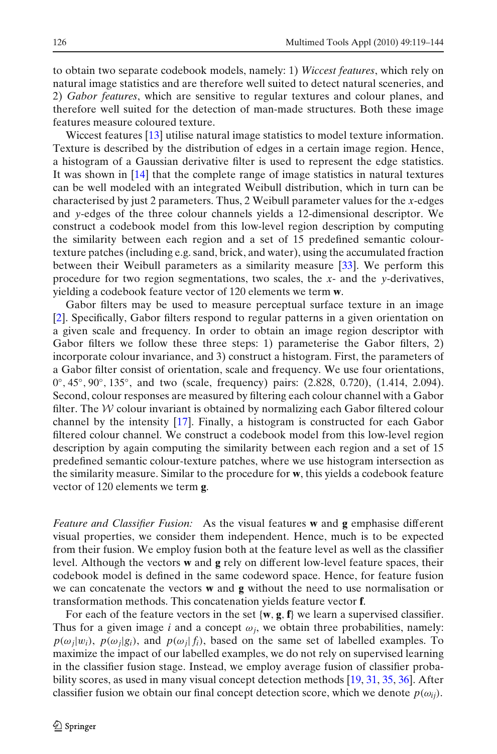to obtain two separate codebook models, namely: 1) *Wiccest features*, which rely on natural image statistics and are therefore well suited to detect natural sceneries, and 2) *Gabor features*, which are sensitive to regular textures and colour planes, and therefore well suited for the detection of man-made structures. Both these image features measure coloured texture.

Wiccest features [13] utilise natural image statistics to model texture information. Texture is described by the distribution of edges in a certain image region. Hence, a histogram of a Gaussian derivative filter is used to represent the edge statistics. It was shown in [14] that the complete range of image statistics in natural textures can be well modeled with an integrated Weibull distribution, which in turn can be characterised by just 2 parameters. Thus, 2 Weibull parameter values for the $x$-edges and $y$-edges of the three colour channels yields a 12-dimensional descriptor. We construct a codebook model from this low-level region description by computing the similarity between each region and a set of 15 predefined semantic colour-texture patches (including e.g. sand, brick, and water), using the accumulated fraction between their Weibull parameters as a similarity measure [33]. We perform this procedure for two region segmentations, two scales, the $x$- and the $y$-derivatives, yielding a codebook feature vector of 120 elements we term $\mathbf{w}$.

Gabor filters may be used to measure perceptual surface texture in an image [2]. Specifically, Gabor filters respond to regular patterns in a given orientation on a given scale and frequency. In order to obtain an image region descriptor with Gabor filters we follow these three steps: 1) parameterise the Gabor filters, 2) incorporate colour invariance, and 3) construct a histogram. First, the parameters of a Gabor filter consist of orientation, scale and frequency. We use four orientations, $0°$, $45°$, $90°$, $135°$, and two (scale, frequency) pairs: (2.828, 0.720), (1.414, 2.094). Second, colour responses are measured by filtering each colour channel with a Gabor filter. The $\mathcal{W}$ colour invariant is obtained by normalizing each Gabor filtered colour channel by the intensity [17]. Finally, a histogram is constructed for each Gabor filtered colour channel. We construct a codebook model from this low-level region description by again computing the similarity between each region and a set of 15 predefined semantic colour-texture patches, where we use histogram intersection as the similarity measure. Similar to the procedure for $\mathbf{w}$, this yields a codebook feature vector of 120 elements we term $\mathbf{g}$.

*Feature and Classifier Fusion:* As the visual features $\mathbf{w}$ and $\mathbf{g}$ emphasise different visual properties, we consider them independent. Hence, much is to be expected from their fusion. We employ fusion both at the feature level as well as the classifier level. Although the vectors $\mathbf{w}$ and $\mathbf{g}$ rely on different low-level feature spaces, their codebook model is defined in the same codeword space. Hence, for feature fusion we can concatenate the vectors $\mathbf{w}$ and $\mathbf{g}$ without the need to use normalisation or transformation methods. This concatenation yields feature vector $\mathbf{f}$.

For each of the feature vectors in the set $\{\mathbf{w}, \mathbf{g}, \mathbf{f}\}$ we learn a supervised classifier. Thus for a given image $i$ and a concept $\omega_j$, we obtain three probabilities, namely: $p(\omega_j|w_i)$, $p(\omega_j|g_i)$, and $p(\omega_j|f_i)$, based on the same set of labelled examples. To maximize the impact of our labelled examples, we do not rely on supervised learning in the classifier fusion stage. Instead, we employ average fusion of classifier probability scores, as used in many visual concept detection methods [19, 31, 35, 36]. After classifier fusion we obtain our final concept detection score, which we denote $p(\omega_{ij})$.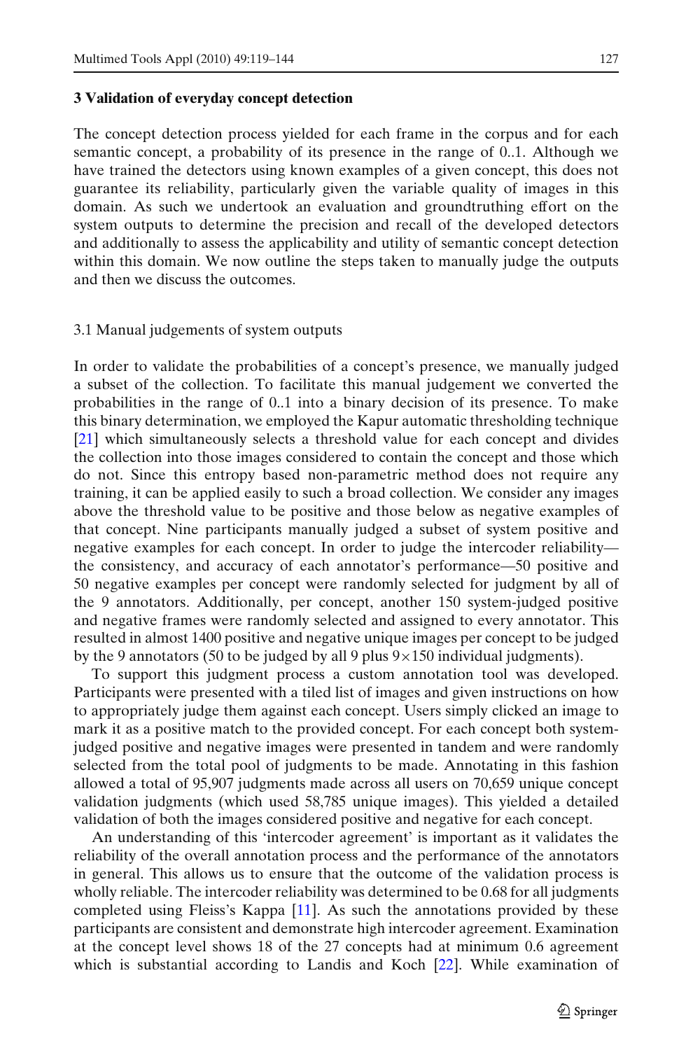## 3 Validation of everyday concept detection

The concept detection process yielded for each frame in the corpus and for each semantic concept, a probability of its presence in the range of 0..1. Although we have trained the detectors using known examples of a given concept, this does not guarantee its reliability, particularly given the variable quality of images in this domain. As such we undertook an evaluation and groundtruthing effort on the system outputs to determine the precision and recall of the developed detectors and additionally to assess the applicability and utility of semantic concept detection within this domain. We now outline the steps taken to manually judge the outputs and then we discuss the outcomes.

### 3.1 Manual judgements of system outputs

In order to validate the probabilities of a concept's presence, we manually judged a subset of the collection. To facilitate this manual judgement we converted the probabilities in the range of 0..1 into a binary decision of its presence. To make this binary determination, we employed the Kapur automatic thresholding technique [21] which simultaneously selects a threshold value for each concept and divides the collection into those images considered to contain the concept and those which do not. Since this entropy based non-parametric method does not require any training, it can be applied easily to such a broad collection. We consider any images above the threshold value to be positive and those below as negative examples of that concept. Nine participants manually judged a subset of system positive and negative examples for each concept. In order to judge the intercoder reliability—the consistency, and accuracy of each annotator's performance—50 positive and 50 negative examples per concept were randomly selected for judgment by all of the 9 annotators. Additionally, per concept, another 150 system-judged positive and negative frames were randomly selected and assigned to every annotator. This resulted in almost 1400 positive and negative unique images per concept to be judged by the 9 annotators (50 to be judged by all 9 plus $9 \times 150$ individual judgments).

To support this judgment process a custom annotation tool was developed. Participants were presented with a tiled list of images and given instructions on how to appropriately judge them against each concept. Users simply clicked an image to mark it as a positive match to the provided concept. For each concept both system-judged positive and negative images were presented in tandem and were randomly selected from the total pool of judgments to be made. Annotating in this fashion allowed a total of 95,907 judgments made across all users on 70,659 unique concept validation judgments (which used 58,785 unique images). This yielded a detailed validation of both the images considered positive and negative for each concept.

An understanding of this 'intercoder agreement' is important as it validates the reliability of the overall annotation process and the performance of the annotators in general. This allows us to ensure that the outcome of the validation process is wholly reliable. The intercoder reliability was determined to be 0.68 for all judgments completed using Fleiss's Kappa [11]. As such the annotations provided by these participants are consistent and demonstrate high intercoder agreement. Examination at the concept level shows 18 of the 27 concepts had at minimum 0.6 agreement which is substantial according to Landis and Koch [22]. While examination of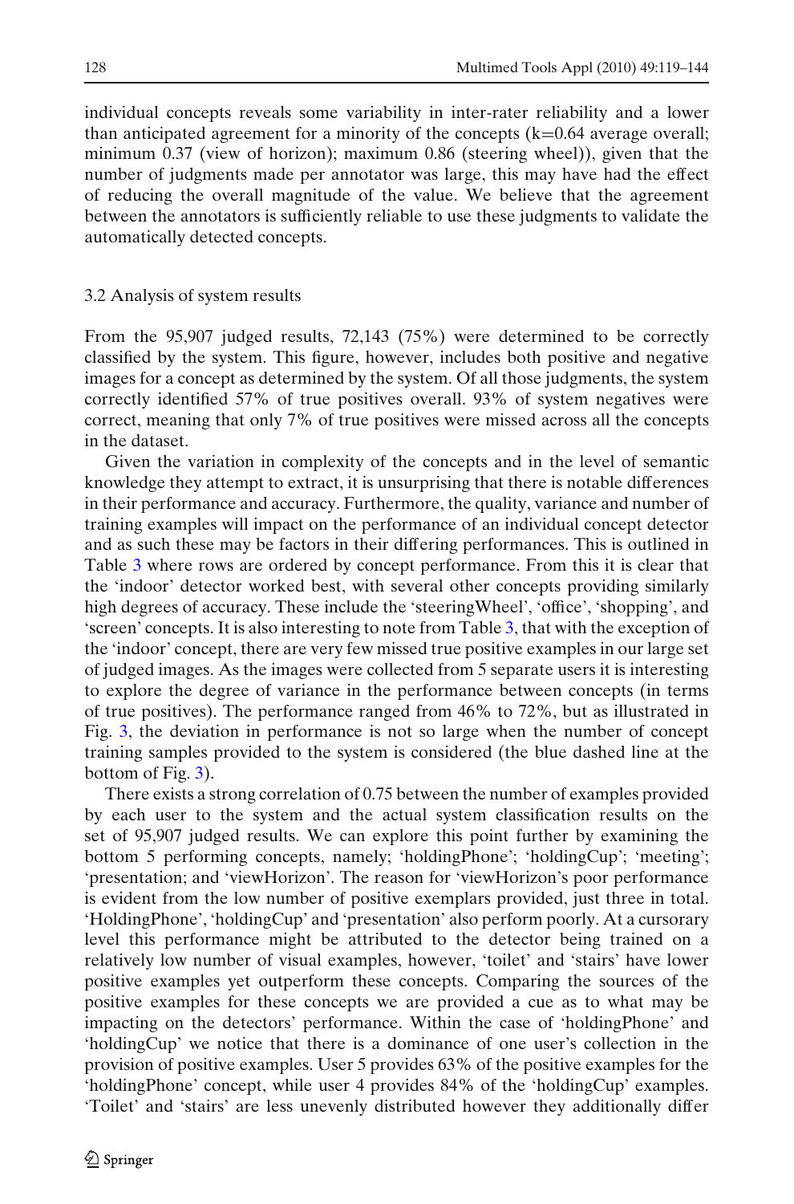individual concepts reveals some variability in inter-rater reliability and a lower than anticipated agreement for a minority of the concepts (k=0.64 average overall; minimum 0.37 (view of horizon); maximum 0.86 (steering wheel)), given that the number of judgments made per annotator was large, this may have had the effect of reducing the overall magnitude of the value. We believe that the agreement between the annotators is sufficiently reliable to use these judgments to validate the automatically detected concepts.

### 3.2 Analysis of system results

From the 95,907 judged results, 72,143 (75%) were determined to be correctly classified by the system. This figure, however, includes both positive and negative images for a concept as determined by the system. Of all those judgments, the system correctly identified 57% of true positives overall. 93% of system negatives were correct, meaning that only 7% of true positives were missed across all the concepts in the dataset.

Given the variation in complexity of the concepts and in the level of semantic knowledge they attempt to extract, it is unsurprising that there is notable differences in their performance and accuracy. Furthermore, the quality, variance and number of training examples will impact on the performance of an individual concept detector and as such these may be factors in their differing performances. This is outlined in Table 3 where rows are ordered by concept performance. From this it is clear that the 'indoor' detector worked best, with several other concepts providing similarly high degrees of accuracy. These include the 'steeringWheel', 'office', 'shopping', and 'screen' concepts. It is also interesting to note from Table 3, that with the exception of the 'indoor' concept, there are very few missed true positive examples in our large set of judged images. As the images were collected from 5 separate users it is interesting to explore the degree of variance in the performance between concepts (in terms of true positives). The performance ranged from 46% to 72%, but as illustrated in Fig. 3, the deviation in performance is not so large when the number of concept training samples provided to the system is considered (the blue dashed line at the bottom of Fig. 3).

There exists a strong correlation of 0.75 between the number of examples provided by each user to the system and the actual system classification results on the set of 95,907 judged results. We can explore this point further by examining the bottom 5 performing concepts, namely; 'holdingPhone'; 'holdingCup'; 'meeting'; 'presentation; and 'viewHorizon'. The reason for 'viewHorizon's poor performance is evident from the low number of positive exemplars provided, just three in total. 'HoldingPhone', 'holdingCup' and 'presentation' also perform poorly. At a cursorary level this performance might be attributed to the detector being trained on a relatively low number of visual examples, however, 'toilet' and 'stairs' have lower positive examples yet outperform these concepts. Comparing the sources of the positive examples for these concepts we are provided a cue as to what may be impacting on the detectors' performance. Within the case of 'holdingPhone' and 'holdingCup' we notice that there is a dominance of one user's collection in the provision of positive examples. User 5 provides 63% of the positive examples for the 'holdingPhone' concept, while user 4 provides 84% of the 'holdingCup' examples. 'Toilet' and 'stairs' are less unevenly distributed however they additionally differ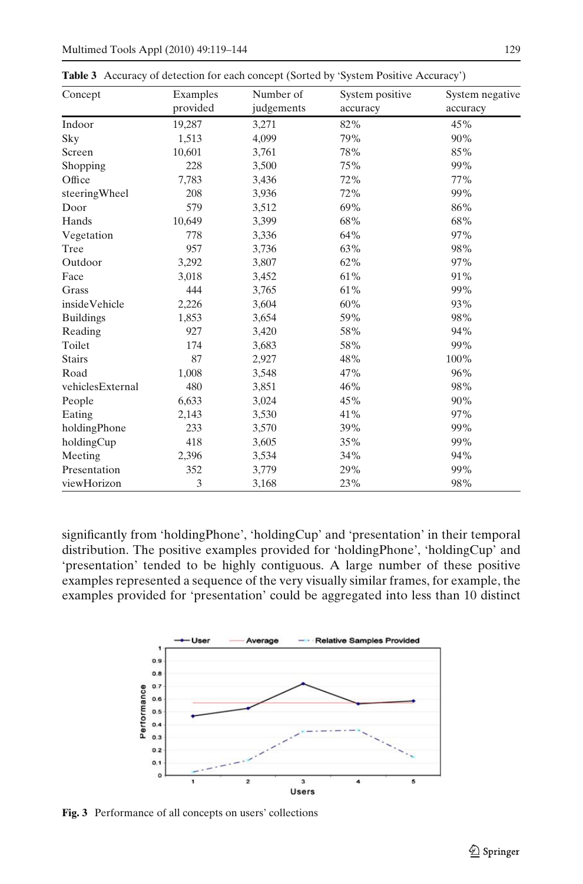**Table 3** Accuracy of detection for each concept (Sorted by 'System Positive Accuracy')

| Concept | Examples provided | Number of judgements | System positive accuracy | System negative accuracy |
|---|---|---|---|---|
| Indoor | 19,287 | 3,271 | 82% | 45% |
| Sky | 1,513 | 4,099 | 79% | 90% |
| Screen | 10,601 | 3,761 | 78% | 85% |
| Shopping | 228 | 3,500 | 75% | 99% |
| Office | 7,783 | 3,436 | 72% | 77% |
| steeringWheel | 208 | 3,936 | 72% | 99% |
| Door | 579 | 3,512 | 69% | 86% |
| Hands | 10,649 | 3,399 | 68% | 68% |
| Vegetation | 778 | 3,336 | 64% | 97% |
| Tree | 957 | 3,736 | 63% | 98% |
| Outdoor | 3,292 | 3,807 | 62% | 97% |
| Face | 3,018 | 3,452 | 61% | 91% |
| Grass | 444 | 3,765 | 61% | 99% |
| insideVehicle | 2,226 | 3,604 | 60% | 93% |
| Buildings | 1,853 | 3,654 | 59% | 98% |
| Reading | 927 | 3,420 | 58% | 94% |
| Toilet | 174 | 3,683 | 58% | 99% |
| Stairs | 87 | 2,927 | 48% | 100% |
| Road | 1,008 | 3,548 | 47% | 96% |
| vehiclesExternal | 480 | 3,851 | 46% | 98% |
| People | 6,633 | 3,024 | 45% | 90% |
| Eating | 2,143 | 3,530 | 41% | 97% |
| holdingPhone | 233 | 3,570 | 39% | 99% |
| holdingCup | 418 | 3,605 | 35% | 99% |
| Meeting | 2,396 | 3,534 | 34% | 94% |
| Presentation | 352 | 3,779 | 29% | 99% |
| viewHorizon | 3 | 3,168 | 23% | 98% |

significantly from 'holdingPhone', 'holdingCup' and 'presentation' in their temporal distribution. The positive examples provided for 'holdingPhone', 'holdingCup' and 'presentation' tended to be highly contiguous. A large number of these positive examples represented a sequence of the very visually similar frames, for example, the examples provided for 'presentation' could be aggregated into less than 10 distinct

**Fig. 3** Performance of all concepts on users' collections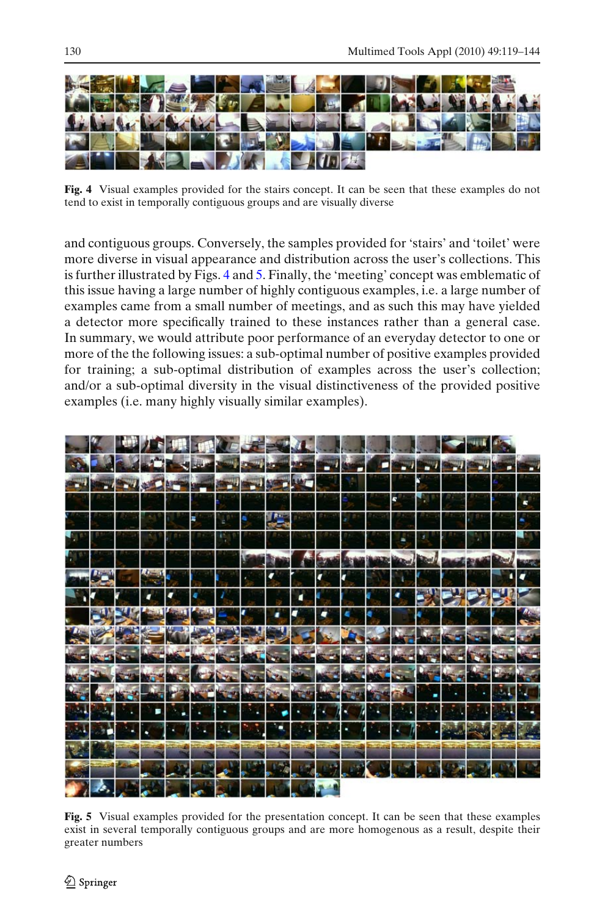**Fig. 4** Visual examples provided for the stairs concept. It can be seen that these examples do not tend to exist in temporally contiguous groups and are visually diverse

and contiguous groups. Conversely, the samples provided for 'stairs' and 'toilet' were more diverse in visual appearance and distribution across the user's collections. This is further illustrated by Figs. 4 and 5. Finally, the 'meeting' concept was emblematic of this issue having a large number of highly contiguous examples, i.e. a large number of examples came from a small number of meetings, and as such this may have yielded a detector more specifically trained to these instances rather than a general case. In summary, we would attribute poor performance of an everyday detector to one or more of the the following issues: a sub-optimal number of positive examples provided for training; a sub-optimal distribution of examples across the user's collection; and/or a sub-optimal diversity in the visual distinctiveness of the provided positive examples (i.e. many highly visually similar examples).

**Fig. 5** Visual examples provided for the presentation concept. It can be seen that these examples exist in several temporally contiguous groups and are more homogenous as a result, despite their greater numbers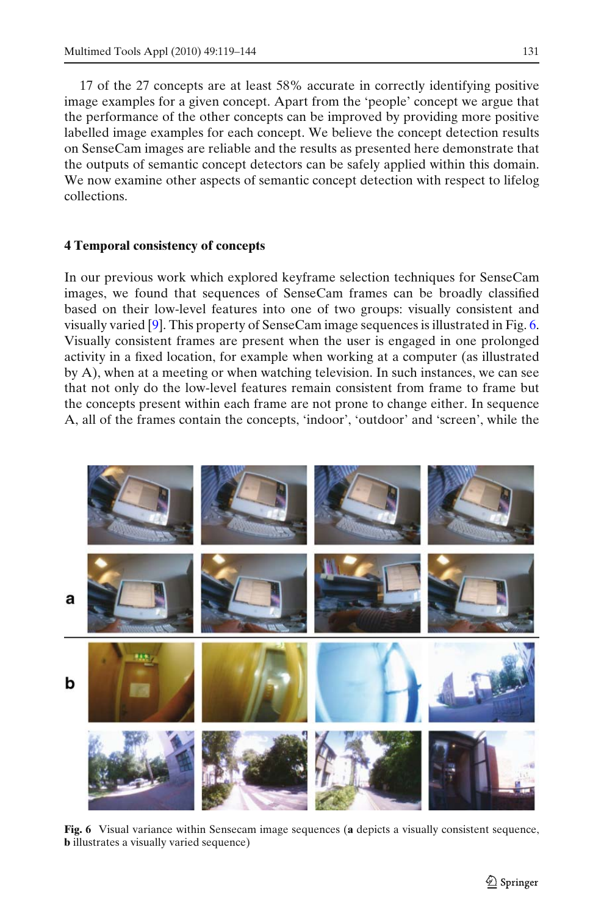17 of the 27 concepts are at least 58% accurate in correctly identifying positive image examples for a given concept. Apart from the 'people' concept we argue that the performance of the other concepts can be improved by providing more positive labelled image examples for each concept. We believe the concept detection results on SenseCam images are reliable and the results as presented here demonstrate that the outputs of semantic concept detectors can be safely applied within this domain. We now examine other aspects of semantic concept detection with respect to lifelog collections.

## 4 Temporal consistency of concepts

In our previous work which explored keyframe selection techniques for SenseCam images, we found that sequences of SenseCam frames can be broadly classified based on their low-level features into one of two groups: visually consistent and visually varied [9]. This property of SenseCam image sequences is illustrated in Fig. 6. Visually consistent frames are present when the user is engaged in one prolonged activity in a fixed location, for example when working at a computer (as illustrated by A), when at a meeting or when watching television. In such instances, we can see that not only do the low-level features remain consistent from frame to frame but the concepts present within each frame are not prone to change either. In sequence A, all of the frames contain the concepts, 'indoor', 'outdoor' and 'screen', while the

**Fig. 6** Visual variance within Sensecam image sequences (**a** depicts a visually consistent sequence, **b** illustrates a visually varied sequence)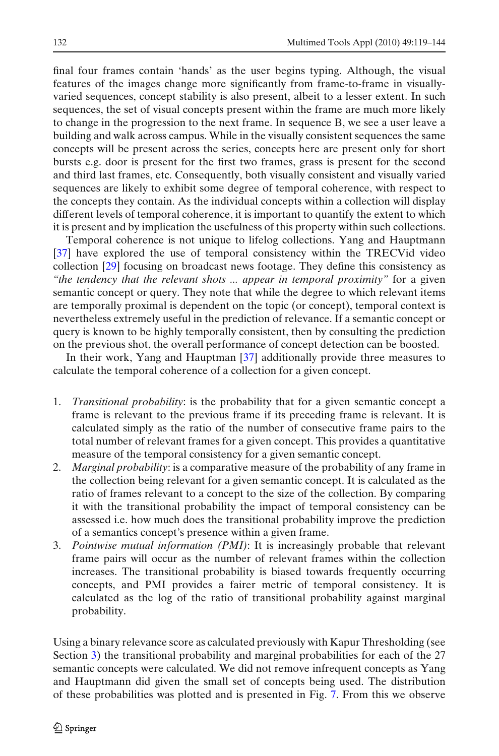final four frames contain ‘hands’ as the user begins typing. Although, the visual features of the images change more significantly from frame-to-frame in visually-varied sequences, concept stability is also present, albeit to a lesser extent. In such sequences, the set of visual concepts present within the frame are much more likely to change in the progression to the next frame. In sequence B, we see a user leave a building and walk across campus. While in the visually consistent sequences the same concepts will be present across the series, concepts here are present only for short bursts e.g. door is present for the first two frames, grass is present for the second and third last frames, etc. Consequently, both visually consistent and visually varied sequences are likely to exhibit some degree of temporal coherence, with respect to the concepts they contain. As the individual concepts within a collection will display different levels of temporal coherence, it is important to quantify the extent to which it is present and by implication the usefulness of this property within such collections.

Temporal coherence is not unique to lifelog collections. Yang and Hauptmann [37] have explored the use of temporal consistency within the TRECVid video collection [29] focusing on broadcast news footage. They define this consistency as *“the tendency that the relevant shots ... appear in temporal proximity”* for a given semantic concept or query. They note that while the degree to which relevant items are temporally proximal is dependent on the topic (or concept), temporal context is nevertheless extremely useful in the prediction of relevance. If a semantic concept or query is known to be highly temporally consistent, then by consulting the prediction on the previous shot, the overall performance of concept detection can be boosted.

In their work, Yang and Hauptman [37] additionally provide three measures to calculate the temporal coherence of a collection for a given concept.

1. *Transitional probability*: is the probability that for a given semantic concept a frame is relevant to the previous frame if its preceding frame is relevant. It is calculated simply as the ratio of the number of consecutive frame pairs to the total number of relevant frames for a given concept. This provides a quantitative measure of the temporal consistency for a given semantic concept.
2. *Marginal probability*: is a comparative measure of the probability of any frame in the collection being relevant for a given semantic concept. It is calculated as the ratio of frames relevant to a concept to the size of the collection. By comparing it with the transitional probability the impact of temporal consistency can be assessed i.e. how much does the transitional probability improve the prediction of a semantics concept’s presence within a given frame.
3. *Pointwise mutual information (PMI)*: It is increasingly probable that relevant frame pairs will occur as the number of relevant frames within the collection increases. The transitional probability is biased towards frequently occurring concepts, and PMI provides a fairer metric of temporal consistency. It is calculated as the log of the ratio of transitional probability against marginal probability.

Using a binary relevance score as calculated previously with Kapur Thresholding (see Section 3) the transitional probability and marginal probabilities for each of the 27 semantic concepts were calculated. We did not remove infrequent concepts as Yang and Hauptmann did given the small set of concepts being used. The distribution of these probabilities was plotted and is presented in Fig. 7. From this we observe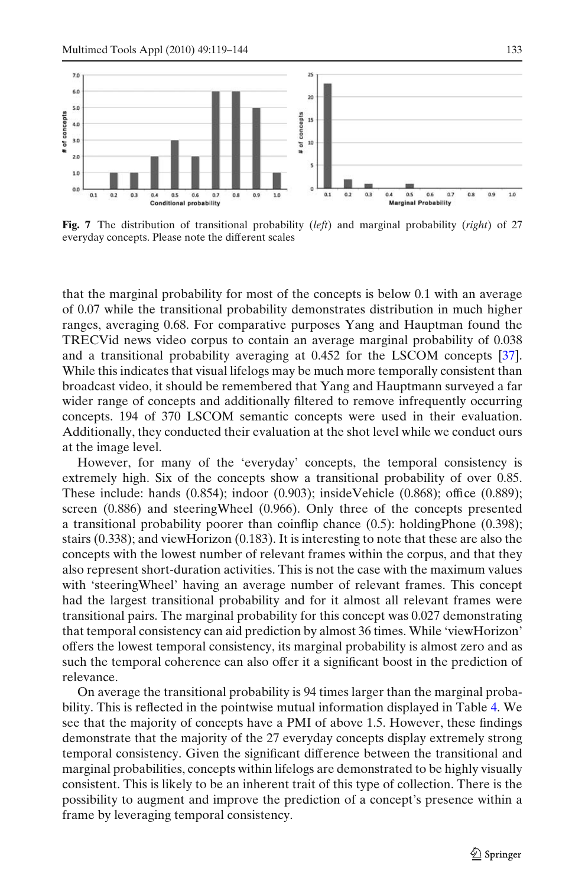**Fig. 7** The distribution of transitional probability (*left*) and marginal probability (*right*) of 27 everyday concepts. Please note the different scales

that the marginal probability for most of the concepts is below 0.1 with an average of 0.07 while the transitional probability demonstrates distribution in much higher ranges, averaging 0.68. For comparative purposes Yang and Hauptman found the TRECVid news video corpus to contain an average marginal probability of 0.038 and a transitional probability averaging at 0.452 for the LSCOM concepts [37]. While this indicates that visual lifelogs may be much more temporally consistent than broadcast video, it should be remembered that Yang and Hauptmann surveyed a far wider range of concepts and additionally filtered to remove infrequently occurring concepts. 194 of 370 LSCOM semantic concepts were used in their evaluation. Additionally, they conducted their evaluation at the shot level while we conduct ours at the image level.

However, for many of the 'everyday' concepts, the temporal consistency is extremely high. Six of the concepts show a transitional probability of over 0.85. These include: hands (0.854); indoor (0.903); insideVehicle (0.868); office (0.889); screen (0.886) and steeringWheel (0.966). Only three of the concepts presented a transitional probability poorer than coinflip chance (0.5): holdingPhone (0.398); stairs (0.338); and viewHorizon (0.183). It is interesting to note that these are also the concepts with the lowest number of relevant frames within the corpus, and that they also represent short-duration activities. This is not the case with the maximum values with 'steeringWheel' having an average number of relevant frames. This concept had the largest transitional probability and for it almost all relevant frames were transitional pairs. The marginal probability for this concept was 0.027 demonstrating that temporal consistency can aid prediction by almost 36 times. While 'viewHorizon' offers the lowest temporal consistency, its marginal probability is almost zero and as such the temporal coherence can also offer it a significant boost in the prediction of relevance.

On average the transitional probability is 94 times larger than the marginal probability. This is reflected in the pointwise mutual information displayed in Table 4. We see that the majority of concepts have a PMI of above 1.5. However, these findings demonstrate that the majority of the 27 everyday concepts display extremely strong temporal consistency. Given the significant difference between the transitional and marginal probabilities, concepts within lifelogs are demonstrated to be highly visually consistent. This is likely to be an inherent trait of this type of collection. There is the possibility to augment and improve the prediction of a concept's presence within a frame by leveraging temporal consistency.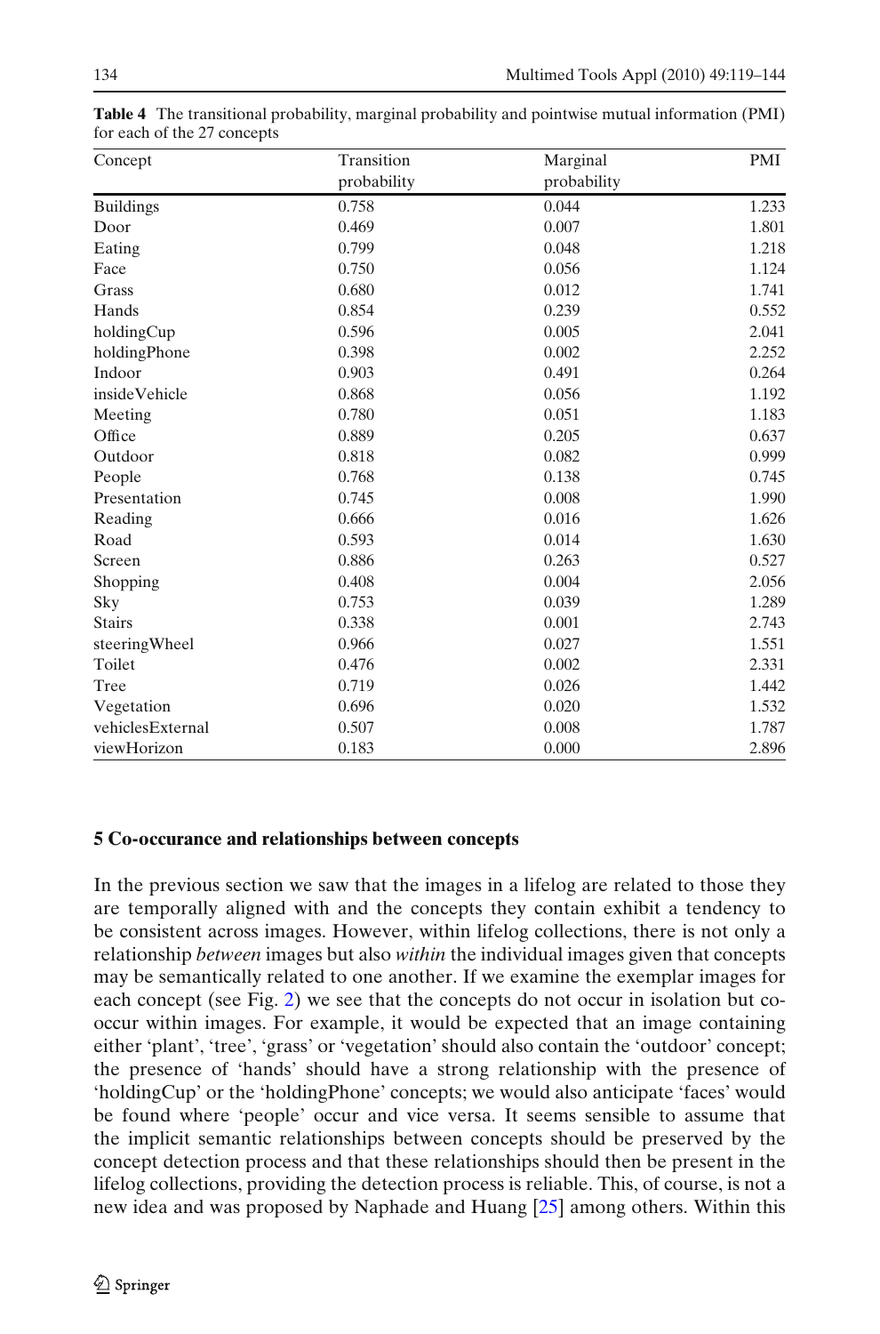**Table 4** The transitional probability, marginal probability and pointwise mutual information (PMI) for each of the 27 concepts

| Concept | Transition probability | Marginal probability | PMI |
|---|---|---|---|
| Buildings | 0.758 | 0.044 | 1.233 |
| Door | 0.469 | 0.007 | 1.801 |
| Eating | 0.799 | 0.048 | 1.218 |
| Face | 0.750 | 0.056 | 1.124 |
| Grass | 0.680 | 0.012 | 1.741 |
| Hands | 0.854 | 0.239 | 0.552 |
| holdingCup | 0.596 | 0.005 | 2.041 |
| holdingPhone | 0.398 | 0.002 | 2.252 |
| Indoor | 0.903 | 0.491 | 0.264 |
| insideVehicle | 0.868 | 0.056 | 1.192 |
| Meeting | 0.780 | 0.051 | 1.183 |
| Office | 0.889 | 0.205 | 0.637 |
| Outdoor | 0.818 | 0.082 | 0.999 |
| People | 0.768 | 0.138 | 0.745 |
| Presentation | 0.745 | 0.008 | 1.990 |
| Reading | 0.666 | 0.016 | 1.626 |
| Road | 0.593 | 0.014 | 1.630 |
| Screen | 0.886 | 0.263 | 0.527 |
| Shopping | 0.408 | 0.004 | 2.056 |
| Sky | 0.753 | 0.039 | 1.289 |
| Stairs | 0.338 | 0.001 | 2.743 |
| steeringWheel | 0.966 | 0.027 | 1.551 |
| Toilet | 0.476 | 0.002 | 2.331 |
| Tree | 0.719 | 0.026 | 1.442 |
| Vegetation | 0.696 | 0.020 | 1.532 |
| vehiclesExternal | 0.507 | 0.008 | 1.787 |
| viewHorizon | 0.183 | 0.000 | 2.896 |

## 5 Co-occurance and relationships between concepts

In the previous section we saw that the images in a lifelog are related to those they are temporally aligned with and the concepts they contain exhibit a tendency to be consistent across images. However, within lifelog collections, there is not only a relationship *between* images but also *within* the individual images given that concepts may be semantically related to one another. If we examine the exemplar images for each concept (see Fig. 2) we see that the concepts do not occur in isolation but co-occur within images. For example, it would be expected that an image containing either 'plant', 'tree', 'grass' or 'vegetation' should also contain the 'outdoor' concept; the presence of 'hands' should have a strong relationship with the presence of 'holdingCup' or the 'holdingPhone' concepts; we would also anticipate 'faces' would be found where 'people' occur and vice versa. It seems sensible to assume that the implicit semantic relationships between concepts should be preserved by the concept detection process and that these relationships should then be present in the lifelog collections, providing the detection process is reliable. This, of course, is not a new idea and was proposed by Naphade and Huang [25] among others. Within this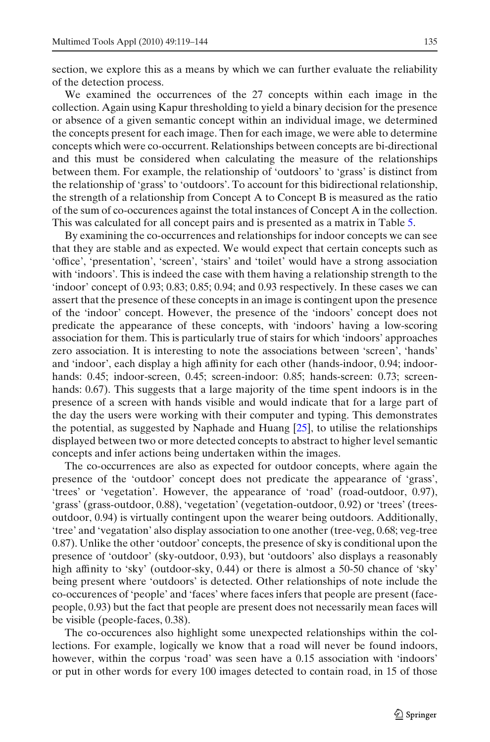section, we explore this as a means by which we can further evaluate the reliability of the detection process.

We examined the occurrences of the 27 concepts within each image in the collection. Again using Kapur thresholding to yield a binary decision for the presence or absence of a given semantic concept within an individual image, we determined the concepts present for each image. Then for each image, we were able to determine concepts which were co-occurrent. Relationships between concepts are bi-directional and this must be considered when calculating the measure of the relationships between them. For example, the relationship of 'outdoors' to 'grass' is distinct from the relationship of 'grass' to 'outdoors'. To account for this bidirectional relationship, the strength of a relationship from Concept A to Concept B is measured as the ratio of the sum of co-occurences against the total instances of Concept A in the collection. This was calculated for all concept pairs and is presented as a matrix in Table 5.

By examining the co-occurrences and relationships for indoor concepts we can see that they are stable and as expected. We would expect that certain concepts such as 'office', 'presentation', 'screen', 'stairs' and 'toilet' would have a strong association with 'indoors'. This is indeed the case with them having a relationship strength to the 'indoor' concept of 0.93; 0.83; 0.85; 0.94; and 0.93 respectively. In these cases we can assert that the presence of these concepts in an image is contingent upon the presence of the 'indoor' concept. However, the presence of the 'indoors' concept does not predicate the appearance of these concepts, with 'indoors' having a low-scoring association for them. This is particularly true of stairs for which 'indoors' approaches zero association. It is interesting to note the associations between 'screen', 'hands' and 'indoor', each display a high affinity for each other (hands-indoor, 0.94; indoor-hands: 0.45; indoor-screen, 0.45; screen-indoor: 0.85; hands-screen: 0.73; screen-hands: 0.67). This suggests that a large majority of the time spent indoors is in the presence of a screen with hands visible and would indicate that for a large part of the day the users were working with their computer and typing. This demonstrates the potential, as suggested by Naphade and Huang [25], to utilise the relationships displayed between two or more detected concepts to abstract to higher level semantic concepts and infer actions being undertaken within the images.

The co-occurrences are also as expected for outdoor concepts, where again the presence of the 'outdoor' concept does not predicate the appearance of 'grass', 'trees' or 'vegetation'. However, the appearance of 'road' (road-outdoor, 0.97), 'grass' (grass-outdoor, 0.88), 'vegetation' (vegetation-outdoor, 0.92) or 'trees' (trees-outdoor, 0.94) is virtually contingent upon the wearer being outdoors. Additionally, 'tree' and 'vegatation' also display association to one another (tree-veg, 0.68; veg-tree 0.87). Unlike the other 'outdoor' concepts, the presence of sky is conditional upon the presence of 'outdoor' (sky-outdoor, 0.93), but 'outdoors' also displays a reasonably high affinity to 'sky' (outdoor-sky, 0.44) or there is almost a 50-50 chance of 'sky' being present where 'outdoors' is detected. Other relationships of note include the co-occurences of 'people' and 'faces' where faces infers that people are present (face-people, 0.93) but the fact that people are present does not necessarily mean faces will be visible (people-faces, 0.38).

The co-occurences also highlight some unexpected relationships within the collections. For example, logically we know that a road will never be found indoors, however, within the corpus 'road' was seen have a 0.15 association with 'indoors' or put in other words for every 100 images detected to contain road, in 15 of those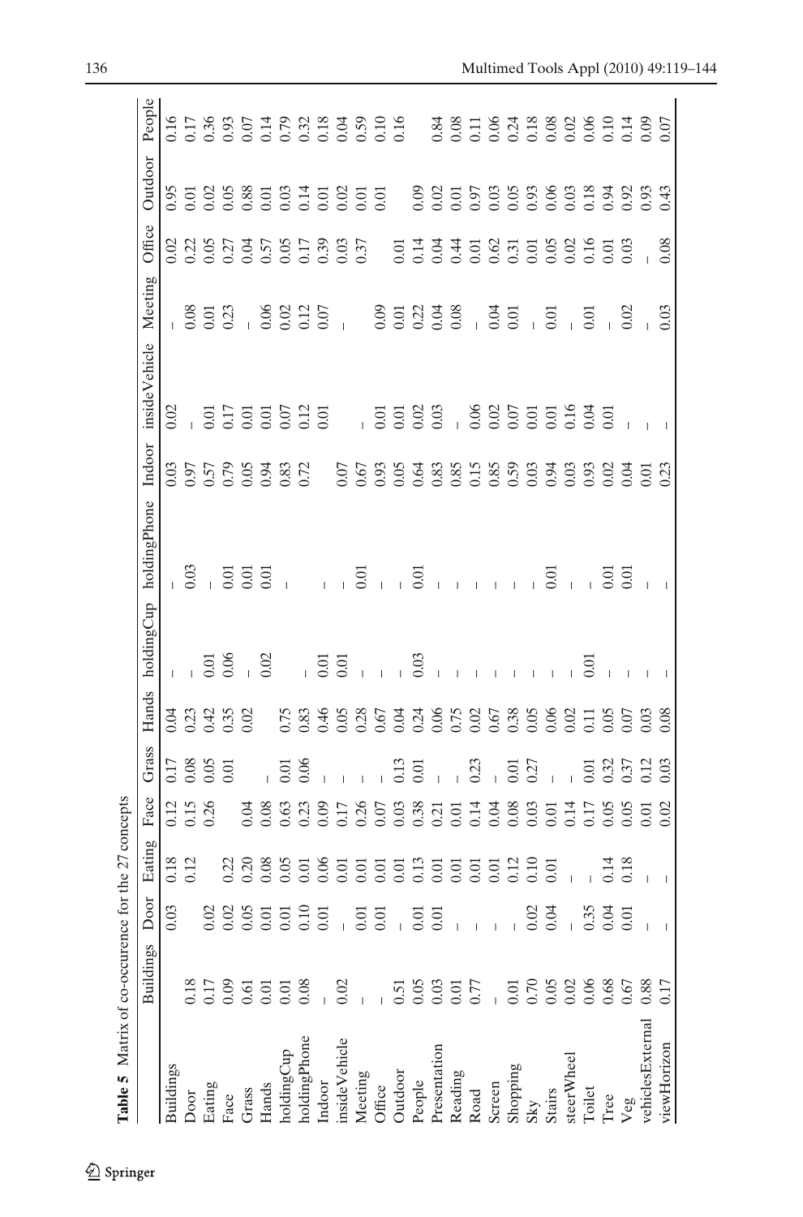**Table 5** Matrix of co-occurence for the 27 concepts

| | Buildings | Door | Eating | Face | Grass | Hands | holdingCup | holdingPhone | Indoor | insideVehicle | Meeting | Office | Outdoor | People |
|---|---|---|---|---|---|---|---|---|---|---|---|---|---|---|
| Buildings | | 0.03 | 0.18 | 0.12 | 0.17 | 0.04 | – | – | 0.03 | 0.02 | – | 0.02 | 0.95 | 0.16 |
| Door | 0.18 | | 0.12 | 0.15 | 0.08 | 0.23 | – | 0.03 | 0.97 | – | 0.08 | 0.22 | 0.01 | 0.17 |
| Eating | 0.17 | 0.02 | | 0.26 | 0.05 | 0.42 | 0.01 | – | 0.57 | 0.01 | 0.01 | 0.05 | 0.02 | 0.36 |
| Face | 0.09 | 0.02 | 0.22 | | 0.01 | 0.35 | 0.06 | 0.01 | 0.79 | 0.17 | 0.23 | 0.27 | 0.05 | 0.93 |
| Grass | 0.61 | 0.05 | 0.20 | 0.04 | | 0.02 | – | 0.01 | 0.05 | 0.01 | – | 0.04 | 0.88 | 0.07 |
| Hands | 0.01 | 0.01 | 0.08 | 0.08 | – | | 0.02 | 0.01 | 0.94 | 0.01 | 0.06 | 0.57 | 0.01 | 0.14 |
| holdingCup | 0.01 | 0.01 | 0.05 | 0.63 | 0.01 | 0.75 | | – | 0.83 | 0.07 | 0.02 | 0.05 | 0.03 | 0.79 |
| holdingPhone | 0.08 | 0.10 | 0.01 | 0.23 | 0.06 | 0.83 | – | | 0.72 | 0.12 | 0.12 | 0.17 | 0.14 | 0.32 |
| Indoor | – | 0.01 | 0.06 | 0.09 | – | 0.46 | 0.01 | – | | 0.01 | 0.07 | 0.39 | 0.01 | 0.18 |
| insideVehicle | 0.02 | – | 0.01 | 0.17 | – | 0.05 | 0.01 | – | 0.07 | | – | 0.03 | 0.02 | 0.04 |
| Meeting | – | 0.01 | 0.01 | 0.26 | – | 0.28 | – | 0.01 | 0.67 | – | | 0.37 | 0.01 | 0.59 |
| Office | – | 0.01 | 0.01 | 0.07 | – | 0.67 | – | – | 0.93 | 0.01 | 0.09 | | 0.01 | 0.10 |
| Outdoor | 0.51 | – | 0.01 | 0.03 | 0.13 | 0.04 | – | – | 0.05 | 0.01 | 0.01 | 0.01 | | 0.16 |
| People | 0.05 | 0.01 | 0.13 | 0.38 | 0.01 | 0.24 | 0.03 | 0.01 | 0.64 | 0.02 | 0.22 | 0.14 | 0.09 | |
| Presentation | 0.03 | 0.01 | 0.01 | 0.21 | – | 0.06 | – | – | 0.83 | 0.03 | 0.04 | 0.04 | 0.02 | 0.84 |
| Reading | 0.01 | – | 0.01 | 0.01 | – | 0.75 | – | – | 0.85 | – | 0.08 | 0.44 | 0.01 | 0.08 |
| Road | 0.77 | – | 0.01 | 0.14 | 0.23 | 0.02 | – | – | 0.15 | 0.06 | – | 0.01 | 0.97 | 0.11 |
| Screen | – | – | 0.01 | 0.04 | – | 0.67 | – | – | 0.85 | 0.02 | 0.04 | 0.62 | 0.03 | 0.06 |
| Shopping | 0.01 | – | 0.12 | 0.08 | 0.01 | 0.38 | – | – | 0.59 | 0.07 | 0.01 | 0.31 | 0.05 | 0.24 |
| Sky | 0.70 | 0.02 | 0.10 | 0.03 | 0.27 | 0.05 | – | – | 0.03 | 0.01 | – | 0.01 | 0.93 | 0.18 |
| Stairs | 0.05 | 0.04 | 0.01 | 0.01 | – | 0.06 | – | 0.01 | 0.94 | 0.01 | 0.01 | 0.05 | 0.06 | 0.08 |
| steerWheel | 0.02 | – | – | 0.14 | – | 0.02 | – | – | 0.03 | 0.16 | – | 0.02 | 0.03 | 0.02 |
| Toilet | 0.06 | 0.35 | – | 0.17 | 0.01 | 0.11 | 0.01 | – | 0.93 | 0.04 | 0.01 | 0.16 | 0.18 | 0.06 |
| Tree | 0.68 | 0.04 | 0.14 | 0.05 | 0.32 | 0.05 | – | 0.01 | 0.02 | 0.01 | – | 0.01 | 0.94 | 0.10 |
| Veg | 0.67 | 0.01 | 0.18 | 0.05 | 0.37 | 0.07 | – | 0.01 | 0.04 | – | 0.02 | 0.03 | 0.92 | 0.14 |
| vehiclesExternal | 0.88 | – | – | 0.01 | 0.12 | 0.03 | – | – | 0.01 | – | – | – | 0.93 | 0.09 |
| viewHorizon | 0.17 | – | – | 0.02 | 0.03 | 0.08 | – | – | 0.23 | – | 0.03 | 0.08 | 0.43 | 0.07 |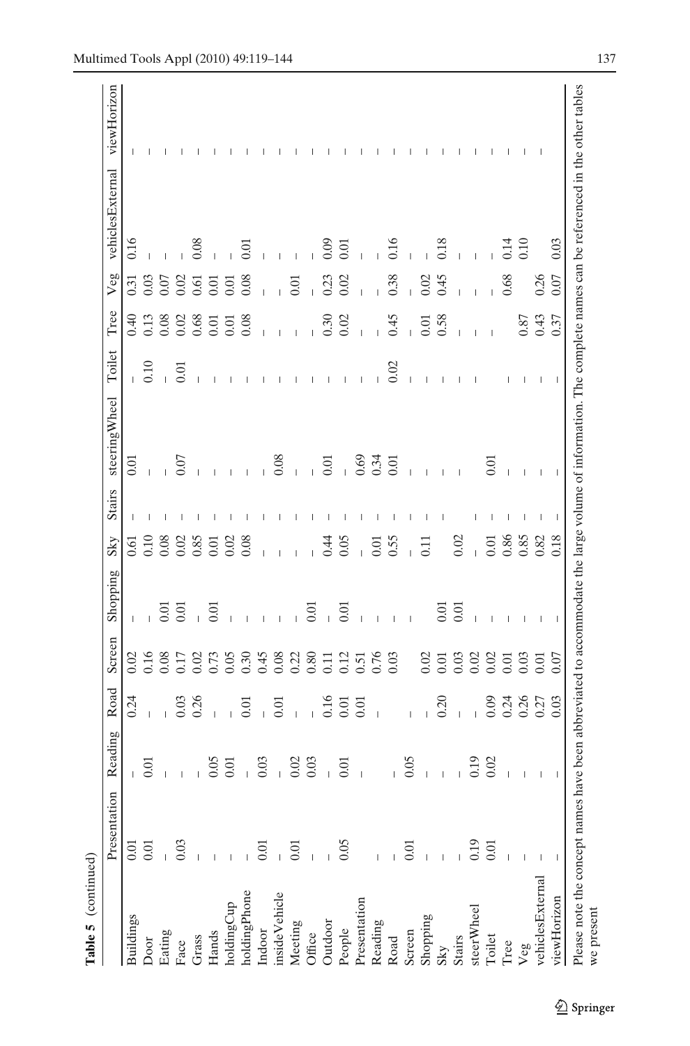**Table 5** (continued)

| | Presentation | Reading | Road | Screen | Shopping | Sky | Stairs | steeringWheel | Toilet | Tree | Veg | vehiclesExternal | viewHorizon |
|---|---|---|---|---|---|---|---|---|---|---|---|---|---|
| Buildings | 0.01 | – | 0.24 | 0.02 | – | 0.61 | – | 0.01 | – | 0.40 | 0.31 | 0.16 | – |
| Door | 0.01 | 0.01 | – | 0.16 | – | 0.10 | – | – | 0.10 | 0.13 | 0.03 | – | – |
| Eating | – | – | – | 0.08 | 0.01 | 0.08 | – | – | – | 0.08 | 0.07 | – | – |
| Face | 0.03 | – | 0.03 | 0.17 | 0.01 | 0.02 | – | 0.07 | 0.01 | 0.02 | 0.02 | – | – |
| Grass | – | – | 0.26 | 0.02 | – | 0.85 | – | – | – | 0.68 | 0.61 | 0.08 | – |
| Hands | – | 0.05 | – | 0.73 | 0.01 | 0.01 | – | – | – | 0.01 | 0.01 | – | – |
| holdingCup | – | 0.01 | – | 0.05 | – | 0.02 | – | – | – | 0.01 | 0.01 | – | – |
| holdingPhone | – | – | 0.01 | 0.30 | – | 0.08 | – | – | – | 0.08 | 0.08 | 0.01 | – |
| Indoor | 0.01 | 0.03 | – | 0.45 | – | – | – | – | – | – | – | – | – |
| insideVehicle | – | – | 0.01 | 0.08 | – | – | – | 0.08 | – | – | – | – | – |
| Meeting | 0.01 | 0.02 | – | 0.22 | – | – | – | – | – | – | 0.01 | – | – |
| Office | – | 0.03 | – | 0.80 | 0.01 | – | – | – | – | – | – | – | – |
| Outdoor | – | – | 0.16 | 0.11 | – | 0.44 | – | 0.01 | – | 0.30 | 0.23 | 0.09 | – |
| People | 0.05 | 0.01 | 0.01 | 0.12 | 0.01 | 0.05 | – | – | – | 0.02 | 0.02 | 0.01 | – |
| Presentation | | – | 0.01 | 0.51 | – | – | – | 0.69 | – | – | – | – | – |
| Reading | – | | – | 0.76 | – | 0.01 | – | 0.34 | – | – | – | – | – |
| Road | – | – | | 0.03 | – | 0.55 | – | 0.01 | 0.02 | 0.45 | 0.38 | 0.16 | – |
| Screen | 0.01 | 0.05 | – | | – | – | – | – | – | – | – | – | – |
| Shopping | – | – | – | 0.02 | | 0.11 | – | – | – | 0.01 | 0.02 | – | – |
| Sky | – | – | 0.20 | 0.01 | 0.01 | | – | – | – | 0.58 | 0.45 | 0.18 | – |
| Stairs | – | – | – | 0.03 | 0.01 | 0.02 | | – | – | – | – | – | – |
| steerWheel | 0.19 | 0.19 | – | 0.02 | – | – | – | | – | – | – | – | – |
| Toilet | 0.01 | 0.02 | 0.09 | 0.02 | – | 0.01 | – | 0.01 | | – | – | – | – |
| Tree | – | – | 0.24 | 0.01 | – | 0.86 | – | – | – | | 0.68 | 0.14 | – |
| Veg | – | – | 0.26 | 0.03 | – | 0.85 | – | – | – | 0.87 | | 0.10 | – |
| vehiclesExternal | – | – | 0.27 | 0.01 | – | 0.82 | – | – | – | 0.43 | 0.26 | | – |
| viewHorizon | – | – | 0.03 | 0.07 | – | 0.18 | – | – | – | 0.37 | 0.07 | 0.03 | |

Please note the concept names have been abbreviated to accommodate the large volume of information. The complete names can be referenced in the other tables we present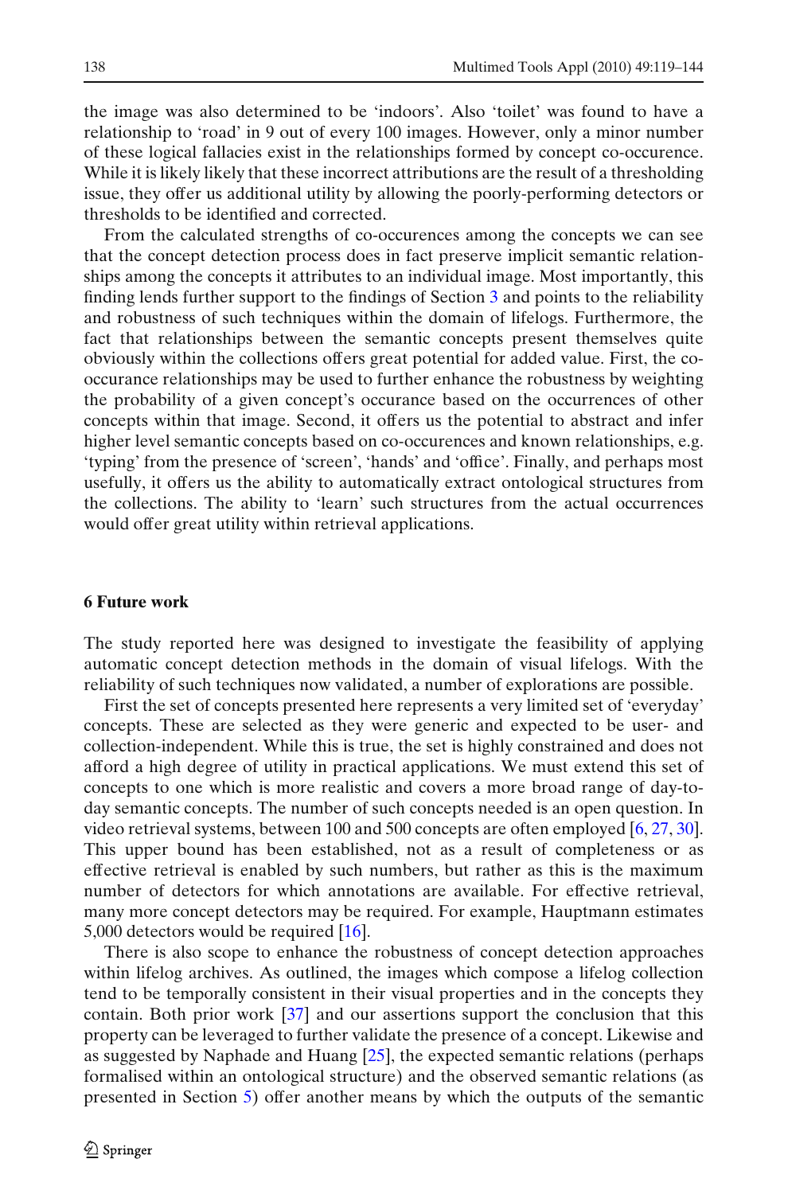the image was also determined to be 'indoors'. Also 'toilet' was found to have a relationship to 'road' in 9 out of every 100 images. However, only a minor number of these logical fallacies exist in the relationships formed by concept co-occurence. While it is likely likely that these incorrect attributions are the result of a thresholding issue, they offer us additional utility by allowing the poorly-performing detectors or thresholds to be identified and corrected.

From the calculated strengths of co-occurences among the concepts we can see that the concept detection process does in fact preserve implicit semantic relationships among the concepts it attributes to an individual image. Most importantly, this finding lends further support to the findings of Section 3 and points to the reliability and robustness of such techniques within the domain of lifelogs. Furthermore, the fact that relationships between the semantic concepts present themselves quite obviously within the collections offers great potential for added value. First, the co-occurance relationships may be used to further enhance the robustness by weighting the probability of a given concept's occurance based on the occurrences of other concepts within that image. Second, it offers us the potential to abstract and infer higher level semantic concepts based on co-occurences and known relationships, e.g. 'typing' from the presence of 'screen', 'hands' and 'office'. Finally, and perhaps most usefully, it offers us the ability to automatically extract ontological structures from the collections. The ability to 'learn' such structures from the actual occurrences would offer great utility within retrieval applications.

## 6 Future work

The study reported here was designed to investigate the feasibility of applying automatic concept detection methods in the domain of visual lifelogs. With the reliability of such techniques now validated, a number of explorations are possible.

First the set of concepts presented here represents a very limited set of 'everyday' concepts. These are selected as they were generic and expected to be user- and collection-independent. While this is true, the set is highly constrained and does not afford a high degree of utility in practical applications. We must extend this set of concepts to one which is more realistic and covers a more broad range of day-to-day semantic concepts. The number of such concepts needed is an open question. In video retrieval systems, between 100 and 500 concepts are often employed [6, 27, 30]. This upper bound has been established, not as a result of completeness or as effective retrieval is enabled by such numbers, but rather as this is the maximum number of detectors for which annotations are available. For effective retrieval, many more concept detectors may be required. For example, Hauptmann estimates 5,000 detectors would be required [16].

There is also scope to enhance the robustness of concept detection approaches within lifelog archives. As outlined, the images which compose a lifelog collection tend to be temporally consistent in their visual properties and in the concepts they contain. Both prior work [37] and our assertions support the conclusion that this property can be leveraged to further validate the presence of a concept. Likewise and as suggested by Naphade and Huang [25], the expected semantic relations (perhaps formalised within an ontological structure) and the observed semantic relations (as presented in Section 5) offer another means by which the outputs of the semantic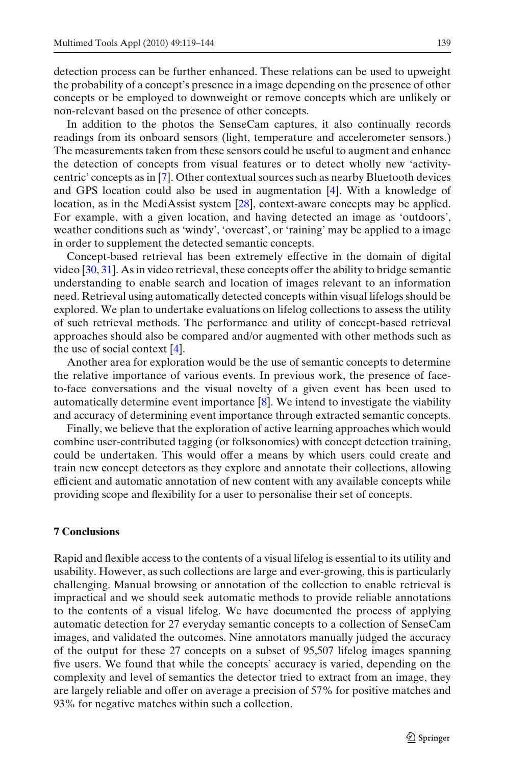detection process can be further enhanced. These relations can be used to upweight the probability of a concept's presence in a image depending on the presence of other concepts or be employed to downweight or remove concepts which are unlikely or non-relevant based on the presence of other concepts.

In addition to the photos the SenseCam captures, it also continually records readings from its onboard sensors (light, temperature and accelerometer sensors.) The measurements taken from these sensors could be useful to augment and enhance the detection of concepts from visual features or to detect wholly new 'activity-centric' concepts as in [7]. Other contextual sources such as nearby Bluetooth devices and GPS location could also be used in augmentation [4]. With a knowledge of location, as in the MediAssist system [28], context-aware concepts may be applied. For example, with a given location, and having detected an image as 'outdoors', weather conditions such as 'windy', 'overcast', or 'raining' may be applied to a image in order to supplement the detected semantic concepts.

Concept-based retrieval has been extremely effective in the domain of digital video [30, 31]. As in video retrieval, these concepts offer the ability to bridge semantic understanding to enable search and location of images relevant to an information need. Retrieval using automatically detected concepts within visual lifelogs should be explored. We plan to undertake evaluations on lifelog collections to assess the utility of such retrieval methods. The performance and utility of concept-based retrieval approaches should also be compared and/or augmented with other methods such as the use of social context [4].

Another area for exploration would be the use of semantic concepts to determine the relative importance of various events. In previous work, the presence of face-to-face conversations and the visual novelty of a given event has been used to automatically determine event importance [8]. We intend to investigate the viability and accuracy of determining event importance through extracted semantic concepts.

Finally, we believe that the exploration of active learning approaches which would combine user-contributed tagging (or folksonomies) with concept detection training, could be undertaken. This would offer a means by which users could create and train new concept detectors as they explore and annotate their collections, allowing efficient and automatic annotation of new content with any available concepts while providing scope and flexibility for a user to personalise their set of concepts.

## 7 Conclusions

Rapid and flexible access to the contents of a visual lifelog is essential to its utility and usability. However, as such collections are large and ever-growing, this is particularly challenging. Manual browsing or annotation of the collection to enable retrieval is impractical and we should seek automatic methods to provide reliable annotations to the contents of a visual lifelog. We have documented the process of applying automatic detection for 27 everyday semantic concepts to a collection of SenseCam images, and validated the outcomes. Nine annotators manually judged the accuracy of the output for these 27 concepts on a subset of 95,507 lifelog images spanning five users. We found that while the concepts' accuracy is varied, depending on the complexity and level of semantics the detector tried to extract from an image, they are largely reliable and offer on average a precision of 57% for positive matches and 93% for negative matches within such a collection.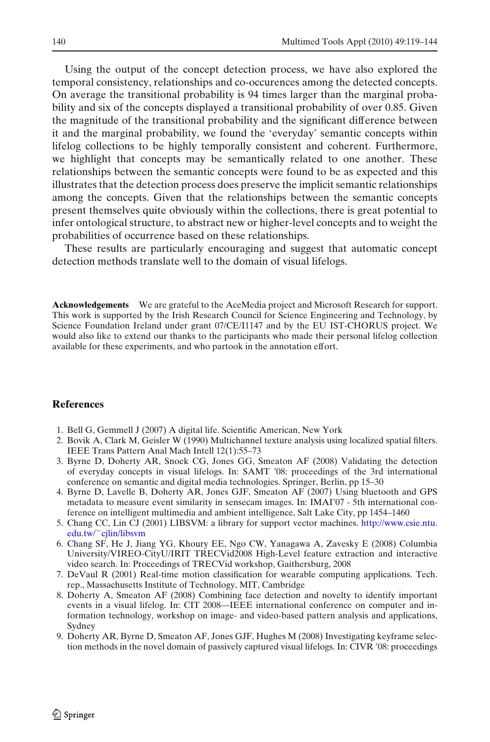Using the output of the concept detection process, we have also explored the temporal consistency, relationships and co-occurences among the detected concepts. On average the transitional probability is 94 times larger than the marginal probability and six of the concepts displayed a transitional probability of over 0.85. Given the magnitude of the transitional probability and the significant difference between it and the marginal probability, we found the 'everyday' semantic concepts within lifelog collections to be highly temporally consistent and coherent. Furthermore, we highlight that concepts may be semantically related to one another. These relationships between the semantic concepts were found to be as expected and this illustrates that the detection process does preserve the implicit semantic relationships among the concepts. Given that the relationships between the semantic concepts present themselves quite obviously within the collections, there is great potential to infer ontological structure, to abstract new or higher-level concepts and to weight the probabilities of occurrence based on these relationships.

These results are particularly encouraging and suggest that automatic concept detection methods translate well to the domain of visual lifelogs.

**Acknowledgements** We are grateful to the AceMedia project and Microsoft Research for support. This work is supported by the Irish Research Council for Science Engineering and Technology, by Science Foundation Ireland under grant 07/CE/I1147 and by the EU IST-CHORUS project. We would also like to extend our thanks to the participants who made their personal lifelog collection available for these experiments, and who partook in the annotation effort.

## References

1. Bell G, Gemmell J (2007) A digital life. Scientific American, New York
2. Bovik A, Clark M, Geisler W (1990) Multichannel texture analysis using localized spatial filters. IEEE Trans Pattern Anal Mach Intell 12(1):55–73
3. Byrne D, Doherty AR, Snoek CG, Jones GG, Smeaton AF (2008) Validating the detection of everyday concepts in visual lifelogs. In: SAMT '08: proceedings of the 3rd international conference on semantic and digital media technologies. Springer, Berlin, pp 15–30
4. Byrne D, Lavelle B, Doherty AR, Jones GJF, Smeaton AF (2007) Using bluetooth and GPS metadata to measure event similarity in sensecam images. In: IMAI'07 - 5th international conference on intelligent multimedia and ambient intelligence, Salt Lake City, pp 1454–1460
5. Chang CC, Lin CJ (2001) LIBSVM: a library for support vector machines. http://www.csie.ntu.edu.tw/~cjlin/libsvm
6. Chang SF, He J, Jiang YG, Khoury EE, Ngo CW, Yanagawa A, Zavesky E (2008) Columbia University/VIREO-CityU/IRIT TRECVid2008 High-Level feature extraction and interactive video search. In: Proceedings of TRECVid workshop, Gaithersburg, 2008
7. DeVaul R (2001) Real-time motion classification for wearable computing applications. Tech. rep., Massachusetts Institute of Technology, MIT, Cambridge
8. Doherty A, Smeaton AF (2008) Combining face detection and novelty to identify important events in a visual lifelog. In: CIT 2008—IEEE international conference on computer and information technology, workshop on image- and video-based pattern analysis and applications, Sydney
9. Doherty AR, Byrne D, Smeaton AF, Jones GJF, Hughes M (2008) Investigating keyframe selection methods in the novel domain of passively captured visual lifelogs. In: CIVR '08: proceedings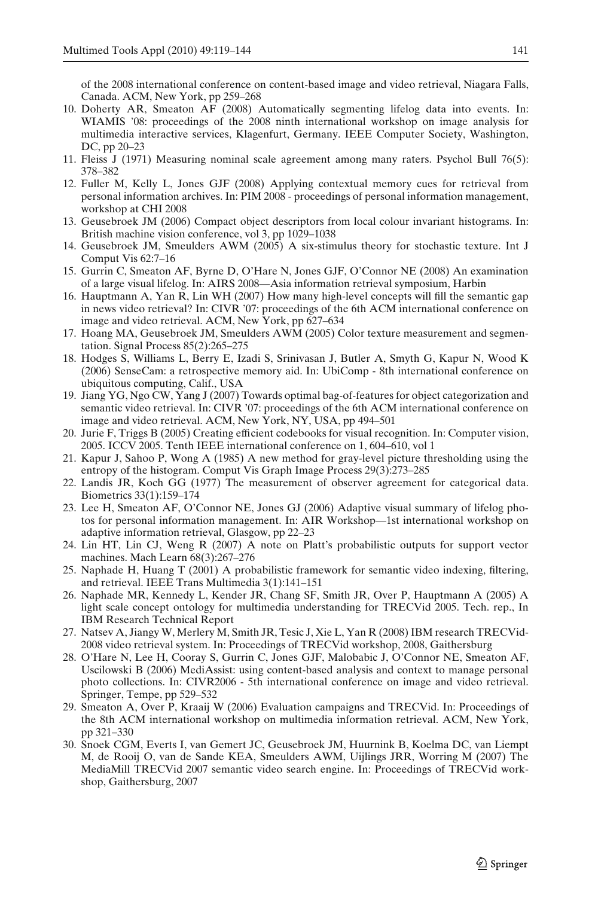of the 2008 international conference on content-based image and video retrieval, Niagara Falls, Canada. ACM, New York, pp 259–268

10. Doherty AR, Smeaton AF (2008) Automatically segmenting lifelog data into events. In: WIAMIS '08: proceedings of the 2008 ninth international workshop on image analysis for multimedia interactive services, Klagenfurt, Germany. IEEE Computer Society, Washington, DC, pp 20–23
11. Fleiss J (1971) Measuring nominal scale agreement among many raters. Psychol Bull 76(5): 378–382
12. Fuller M, Kelly L, Jones GJF (2008) Applying contextual memory cues for retrieval from personal information archives. In: PIM 2008 - proceedings of personal information management, workshop at CHI 2008
13. Geusebroek JM (2006) Compact object descriptors from local colour invariant histograms. In: British machine vision conference, vol 3, pp 1029–1038
14. Geusebroek JM, Smeulders AWM (2005) A six-stimulus theory for stochastic texture. Int J Comput Vis 62:7–16
15. Gurrin C, Smeaton AF, Byrne D, O'Hare N, Jones GJF, O'Connor NE (2008) An examination of a large visual lifelog. In: AIRS 2008—Asia information retrieval symposium, Harbin
16. Hauptmann A, Yan R, Lin WH (2007) How many high-level concepts will fill the semantic gap in news video retrieval? In: CIVR '07: proceedings of the 6th ACM international conference on image and video retrieval. ACM, New York, pp 627–634
17. Hoang MA, Geusebroek JM, Smeulders AWM (2005) Color texture measurement and segmentation. Signal Process 85(2):265–275
18. Hodges S, Williams L, Berry E, Izadi S, Srinivasan J, Butler A, Smyth G, Kapur N, Wood K (2006) SenseCam: a retrospective memory aid. In: UbiComp - 8th international conference on ubiquitous computing, Calif., USA
19. Jiang YG, Ngo CW, Yang J (2007) Towards optimal bag-of-features for object categorization and semantic video retrieval. In: CIVR '07: proceedings of the 6th ACM international conference on image and video retrieval. ACM, New York, NY, USA, pp 494–501
20. Jurie F, Triggs B (2005) Creating efficient codebooks for visual recognition. In: Computer vision, 2005. ICCV 2005. Tenth IEEE international conference on 1, 604–610, vol 1
21. Kapur J, Sahoo P, Wong A (1985) A new method for gray-level picture thresholding using the entropy of the histogram. Comput Vis Graph Image Process 29(3):273–285
22. Landis JR, Koch GG (1977) The measurement of observer agreement for categorical data. Biometrics 33(1):159–174
23. Lee H, Smeaton AF, O'Connor NE, Jones GJ (2006) Adaptive visual summary of lifelog photos for personal information management. In: AIR Workshop—1st international workshop on adaptive information retrieval, Glasgow, pp 22–23
24. Lin HT, Lin CJ, Weng R (2007) A note on Platt's probabilistic outputs for support vector machines. Mach Learn 68(3):267–276
25. Naphade H, Huang T (2001) A probabilistic framework for semantic video indexing, filtering, and retrieval. IEEE Trans Multimedia 3(1):141–151
26. Naphade MR, Kennedy L, Kender JR, Chang SF, Smith JR, Over P, Hauptmann A (2005) A light scale concept ontology for multimedia understanding for TRECVid 2005. Tech. rep., In IBM Research Technical Report
27. Natsev A, Jiangy W, Merlery M, Smith JR, Tesic J, Xie L, Yan R (2008) IBM research TRECVid-2008 video retrieval system. In: Proceedings of TRECVid workshop, 2008, Gaithersburg
28. O'Hare N, Lee H, Cooray S, Gurrin C, Jones GJF, Malobabic J, O'Connor NE, Smeaton AF, Uscilowski B (2006) MediAssist: using content-based analysis and context to manage personal photo collections. In: CIVR2006 - 5th international conference on image and video retrieval. Springer, Tempe, pp 529–532
29. Smeaton A, Over P, Kraaij W (2006) Evaluation campaigns and TRECVid. In: Proceedings of the 8th ACM international workshop on multimedia information retrieval. ACM, New York, pp 321–330
30. Snoek CGM, Everts I, van Gemert JC, Geusebroek JM, Huurnink B, Koelma DC, van Liempt M, de Rooij O, van de Sande KEA, Smeulders AWM, Uijlings JRR, Worring M (2007) The MediaMill TRECVid 2007 semantic video search engine. In: Proceedings of TRECVid workshop, Gaithersburg, 2007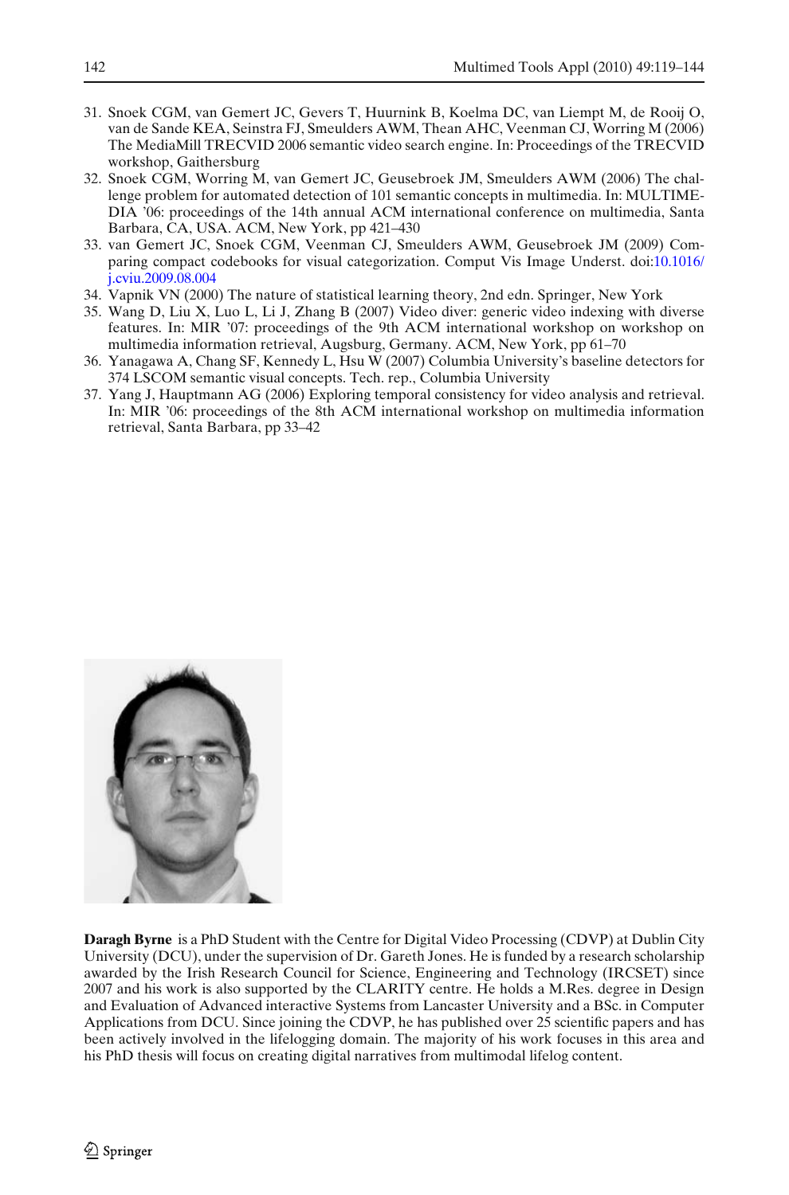31. Snoek CGM, van Gemert JC, Gevers T, Huurnink B, Koelma DC, van Liempt M, de Rooij O, van de Sande KEA, Seinstra FJ, Smeulders AWM, Thean AHC, Veenman CJ, Worring M (2006) The MediaMill TRECVID 2006 semantic video search engine. In: Proceedings of the TRECVID workshop, Gaithersburg
32. Snoek CGM, Worring M, van Gemert JC, Geusebroek JM, Smeulders AWM (2006) The challenge problem for automated detection of 101 semantic concepts in multimedia. In: MULTIMEDIA '06: proceedings of the 14th annual ACM international conference on multimedia, Santa Barbara, CA, USA. ACM, New York, pp 421–430
33. van Gemert JC, Snoek CGM, Veenman CJ, Smeulders AWM, Geusebroek JM (2009) Comparing compact codebooks for visual categorization. Comput Vis Image Underst. doi:10.1016/j.cviu.2009.08.004
34. Vapnik VN (2000) The nature of statistical learning theory, 2nd edn. Springer, New York
35. Wang D, Liu X, Luo L, Li J, Zhang B (2007) Video diver: generic video indexing with diverse features. In: MIR '07: proceedings of the 9th ACM international workshop on workshop on multimedia information retrieval, Augsburg, Germany. ACM, New York, pp 61–70
36. Yanagawa A, Chang SF, Kennedy L, Hsu W (2007) Columbia University's baseline detectors for 374 LSCOM semantic visual concepts. Tech. rep., Columbia University
37. Yang J, Hauptmann AG (2006) Exploring temporal consistency for video analysis and retrieval. In: MIR '06: proceedings of the 8th ACM international workshop on multimedia information retrieval, Santa Barbara, pp 33–42

**Daragh Byrne** is a PhD Student with the Centre for Digital Video Processing (CDVP) at Dublin City University (DCU), under the supervision of Dr. Gareth Jones. He is funded by a research scholarship awarded by the Irish Research Council for Science, Engineering and Technology (IRCSET) since 2007 and his work is also supported by the CLARITY centre. He holds a M.Res. degree in Design and Evaluation of Advanced interactive Systems from Lancaster University and a BSc. in Computer Applications from DCU. Since joining the CDVP, he has published over 25 scientific papers and has been actively involved in the lifelogging domain. The majority of his work focuses in this area and his PhD thesis will focus on creating digital narratives from multimodal lifelog content.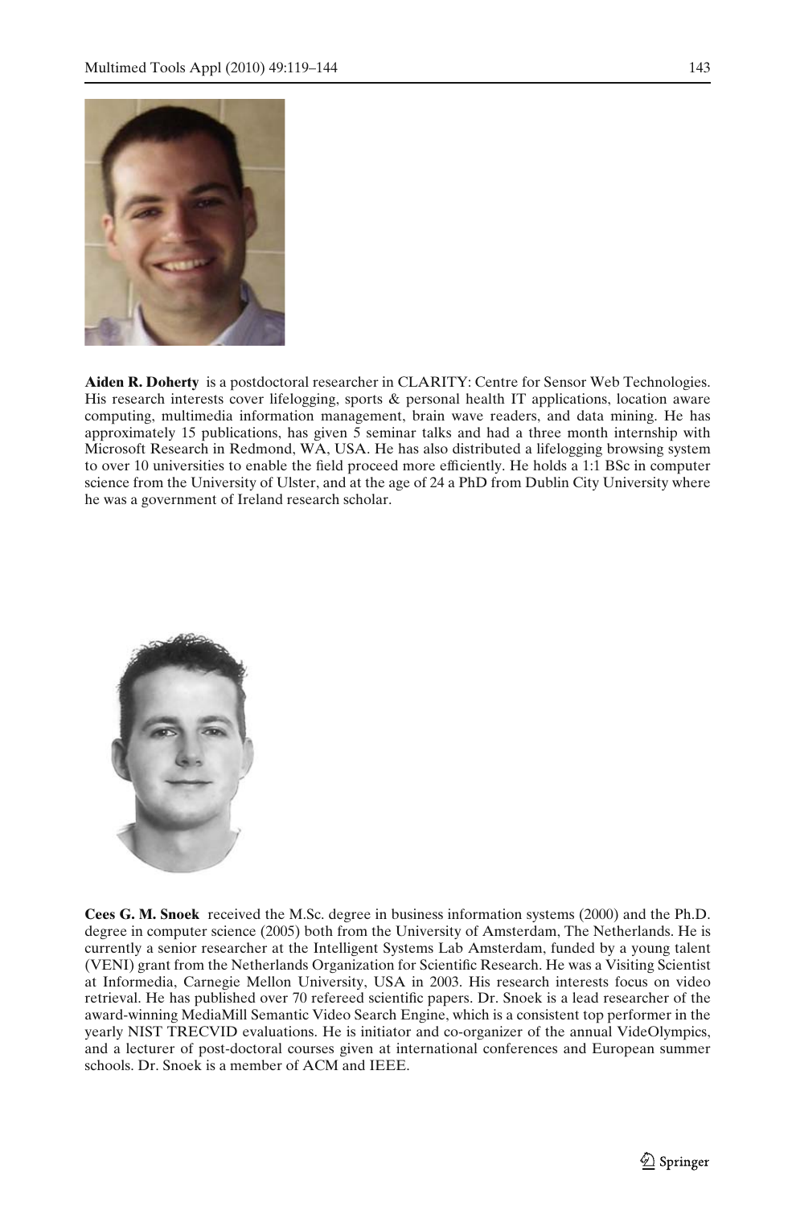**Aiden R. Doherty** is a postdoctoral researcher in CLARITY: Centre for Sensor Web Technologies. His research interests cover lifelogging, sports & personal health IT applications, location aware computing, multimedia information management, brain wave readers, and data mining. He has approximately 15 publications, has given 5 seminar talks and had a three month internship with Microsoft Research in Redmond, WA, USA. He has also distributed a lifelogging browsing system to over 10 universities to enable the field proceed more efficiently. He holds a 1:1 BSc in computer science from the University of Ulster, and at the age of 24 a PhD from Dublin City University where he was a government of Ireland research scholar.

**Cees G. M. Snoek** received the M.Sc. degree in business information systems (2000) and the Ph.D. degree in computer science (2005) both from the University of Amsterdam, The Netherlands. He is currently a senior researcher at the Intelligent Systems Lab Amsterdam, funded by a young talent (VENI) grant from the Netherlands Organization for Scientific Research. He was a Visiting Scientist at Informedia, Carnegie Mellon University, USA in 2003. His research interests focus on video retrieval. He has published over 70 refereed scientific papers. Dr. Snoek is a lead researcher of the award-winning MediaMill Semantic Video Search Engine, which is a consistent top performer in the yearly NIST TRECVID evaluations. He is initiator and co-organizer of the annual VideOlympics, and a lecturer of post-doctoral courses given at international conferences and European summer schools. Dr. Snoek is a member of ACM and IEEE.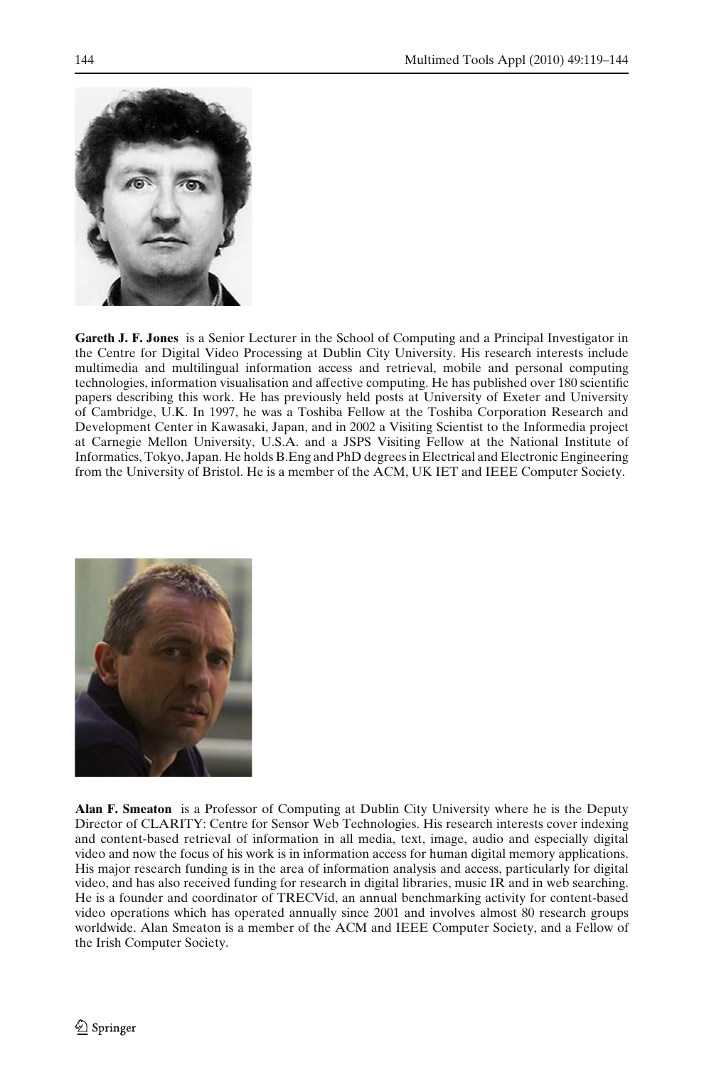**Gareth J. F. Jones** is a Senior Lecturer in the School of Computing and a Principal Investigator in the Centre for Digital Video Processing at Dublin City University. His research interests include multimedia and multilingual information access and retrieval, mobile and personal computing technologies, information visualisation and affective computing. He has published over 180 scientific papers describing this work. He has previously held posts at University of Exeter and University of Cambridge, U.K. In 1997, he was a Toshiba Fellow at the Toshiba Corporation Research and Development Center in Kawasaki, Japan, and in 2002 a Visiting Scientist to the Informedia project at Carnegie Mellon University, U.S.A. and a JSPS Visiting Fellow at the National Institute of Informatics, Tokyo, Japan. He holds B.Eng and PhD degrees in Electrical and Electronic Engineering from the University of Bristol. He is a member of the ACM, UK IET and IEEE Computer Society.

**Alan F. Smeaton** is a Professor of Computing at Dublin City University where he is the Deputy Director of CLARITY: Centre for Sensor Web Technologies. His research interests cover indexing and content-based retrieval of information in all media, text, image, audio and especially digital video and now the focus of his work is in information access for human digital memory applications. His major research funding is in the area of information analysis and access, particularly for digital video, and has also received funding for research in digital libraries, music IR and in web searching. He is a founder and coordinator of TRECVid, an annual benchmarking activity for content-based video operations which has operated annually since 2001 and involves almost 80 research groups worldwide. Alan Smeaton is a member of the ACM and IEEE Computer Society, and a Fellow of the Irish Computer Society.